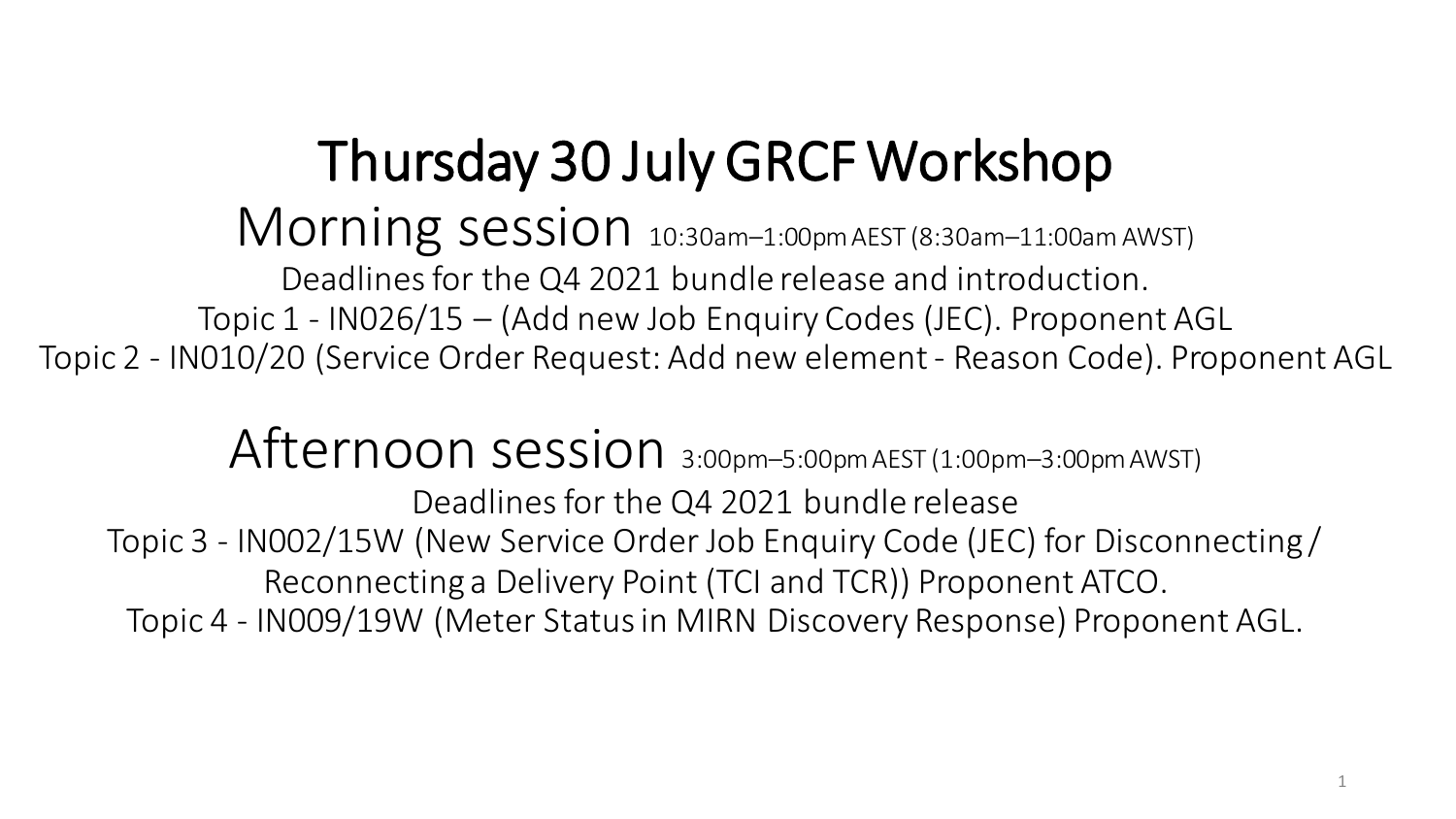# Thursday 30 July GRCF Workshop

## Morning session 10:30am–1:00pm AEST (8:30am–11:00am AWST)

Deadlines for the Q4 2021 bundle release and introduction.

Topic 1 - IN026/15 – (Add new Job Enquiry Codes (JEC). Proponent AGL

Topic 2 - IN010/20 (Service Order Request: Add new element - Reason Code). Proponent AGL

## Afternoon session 3:00pm–5:00pm AEST (1:00pm–3:00pm AWST)

Deadlines for the Q4 2021 bundle release

Topic 3 - IN002/15W (New Service Order Job Enquiry Code (JEC) for Disconnecting / Reconnecting a Delivery Point (TCI and TCR)) Proponent ATCO.

Topic 4 - IN009/19W (Meter Status in MIRN Discovery Response) Proponent AGL.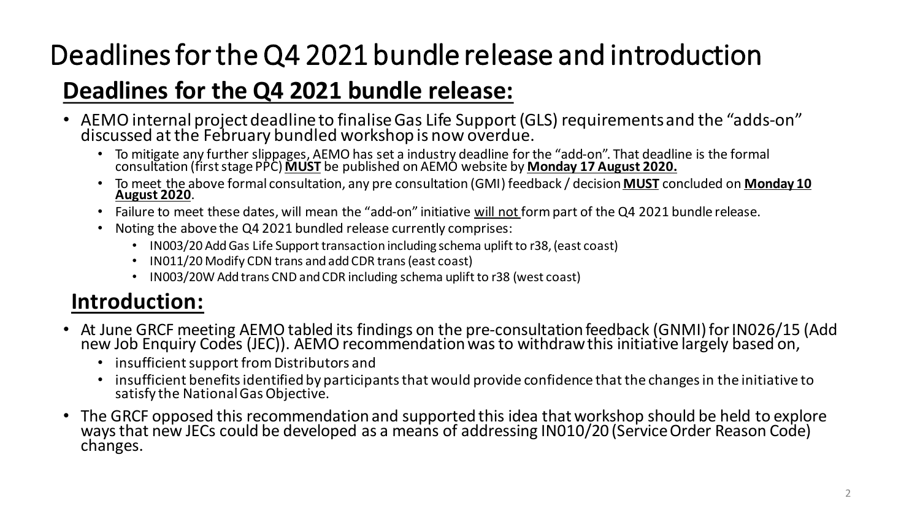# Deadlines for the Q4 2021 bundle release and introduction

## Deadlines for the Q4 2021 bundle release:

- AEMO internal project deadline to finalise Gas Life Support (GLS) requirements and the "adds-on" discussed at the February bundled workshop is now overdue.
  - To mitigate any further slippages, AEMO has set a industry deadline for the "add-on". That deadline is the formal consultation (first stage PPC) **MUST** be published on AEMO website by **Monday 17 August 2020.**
  - To meet the above formal consultation, any pre consultation (GMI) feedback / decision **MUST** concluded on **Monday 10 August 2020**.
  - Failure to meet these dates, will mean the "add-on" initiative will not form part of the Q4 2021 bundle release.
  - Noting the above the Q4 2021 bundled release currently comprises:
    - IN003/20 Add Gas Life Support transaction including schema uplift to r38, (east coast)
    - IN011/20 Modify CDN trans and add CDR trans (east coast)
    - IN003/20W Add trans CND and CDR including schema uplift to r38 (west coast)

## Introduction:

- At June GRCF meeting AEMO tabled its findings on the pre-consultation feedback (GNMI) for IN026/15 (Add new Job Enquiry Codes (JEC)). AEMO recommendation was to withdraw this initiative largely based on,
  - insufficient support from Distributors and
  - insufficient benefits identified by participants that would provide confidence that the changes in the initiative to satisfy the National Gas Objective.
- The GRCF opposed this recommendation and supported this idea that workshop should be held to explore ways that new JECs could be developed as a means of addressing IN010/20 (Service Order Reason Code) changes.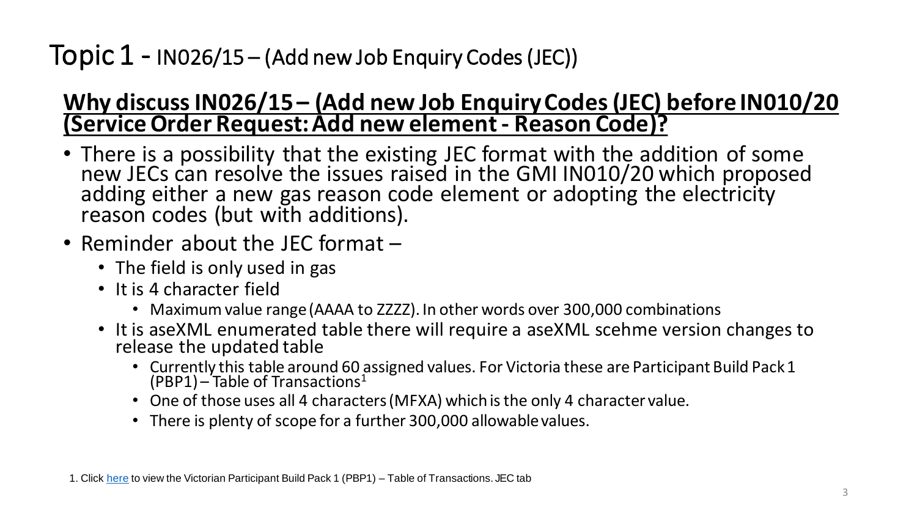# Topic 1 - IN026/15 – (Add new Job Enquiry Codes (JEC))

## Why discuss IN026/15 – (Add new Job Enquiry Codes (JEC) before IN010/20 (Service Order Request: Add new element - Reason Code)?

- There is a possibility that the existing JEC format with the addition of some new JECs can resolve the issues raised in the GMI IN010/20 which proposed adding either a new gas reason code element or adopting the electricity reason codes (but with additions).
- Reminder about the JEC format –
  - The field is only used in gas
  - It is 4 character field
    - Maximum value range (AAAA to ZZZZ). In other words over 300,000 combinations
  - It is aseXML enumerated table there will require a aseXML scehme version changes to release the updated table
    - Currently this table around 60 assigned values. For Victoria these are Participant Build Pack 1 (PBP1) – Table of Transactions[1]
    - One of those uses all 4 characters (MFXA) which is the only 4 character value.
    - There is plenty of scope for a further 300,000 allowable values.

1. Click here to view the Victorian Participant Build Pack 1 (PBP1) – Table of Transactions. JEC tab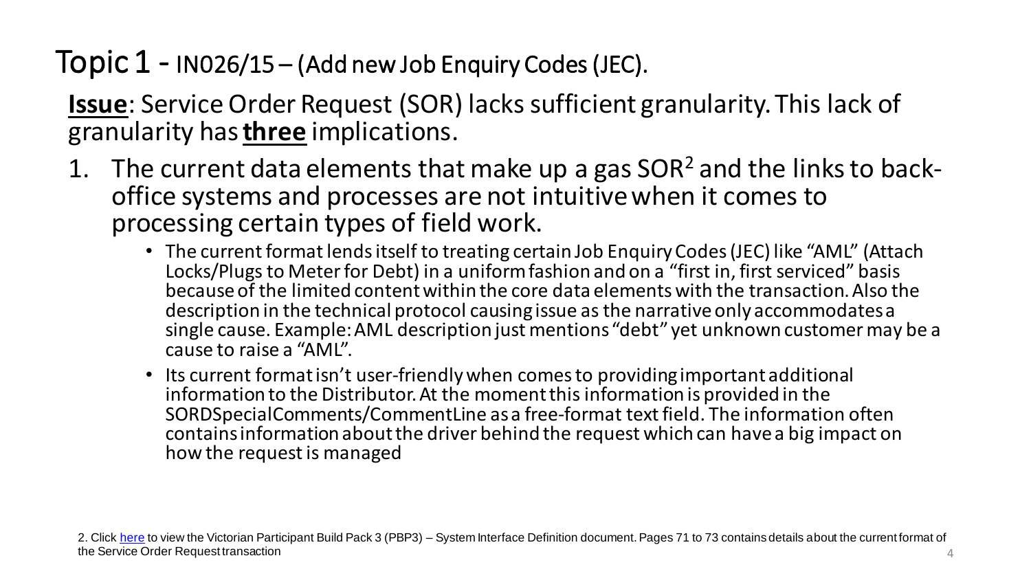# Topic 1 - IN026/15 – (Add new Job Enquiry Codes (JEC).

**Issue**: Service Order Request (SOR) lacks sufficient granularity. This lack of granularity has **three** implications.

1. The current data elements that make up a gas SOR[2] and the links to back-office systems and processes are not intuitive when it comes to processing certain types of field work.
   - The current format lends itself to treating certain Job Enquiry Codes (JEC) like "AML" (Attach Locks/Plugs to Meter for Debt) in a uniform fashion and on a "first in, first serviced" basis because of the limited content within the core data elements with the transaction. Also the description in the technical protocol causing issue as the narrative only accommodates a single cause. Example: AML description just mentions "debt" yet unknown customer may be a cause to raise a "AML".
   - Its current format isn't user-friendly when comes to providing important additional information to the Distributor. At the moment this information is provided in the SORDSpecialComments/CommentLine as a free-format text field. The information often contains information about the driver behind the request which can have a big impact on how the request is managed

2. Click here to view the Victorian Participant Build Pack 3 (PBP3) – System Interface Definition document. Pages 71 to 73 contains details about the current format of the Service Order Request transaction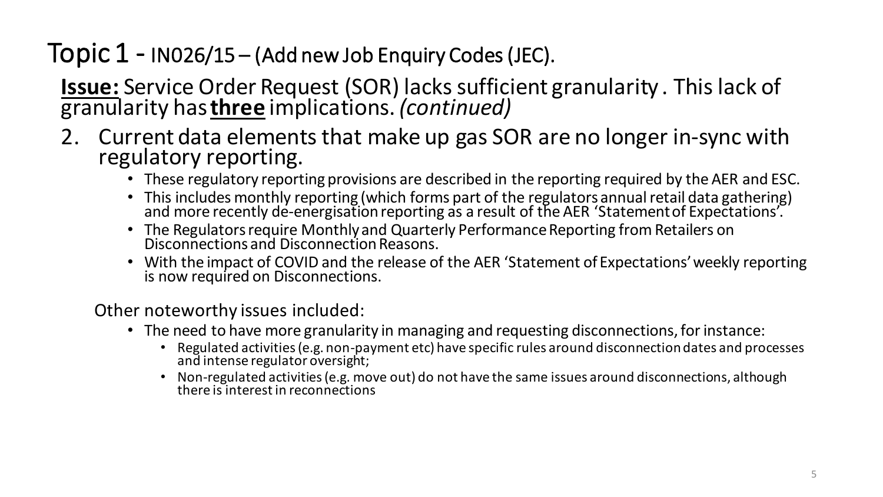# Topic 1 - IN026/15 – (Add new Job Enquiry Codes (JEC).

**Issue:** Service Order Request (SOR) lacks sufficient granularity . This lack of granularity has **three** implications. *(continued)*

2. Current data elements that make up gas SOR are no longer in-sync with regulatory reporting.
   - These regulatory reporting provisions are described in the reporting required by the AER and ESC.
   - This includes monthly reporting (which forms part of the regulators annual retail data gathering) and more recently de-energisation reporting as a result of the AER 'Statement of Expectations'.
   - The Regulators require Monthly and Quarterly Performance Reporting from Retailers on Disconnections and Disconnection Reasons.
   - With the impact of COVID and the release of the AER 'Statement of Expectations' weekly reporting is now required on Disconnections.

Other noteworthy issues included:

- The need to have more granularity in managing and requesting disconnections, for instance:
  - Regulated activities (e.g. non-payment etc) have specific rules around disconnection dates and processes and intense regulator oversight;
  - Non-regulated activities (e.g. move out) do not have the same issues around disconnections, although there is interest in reconnections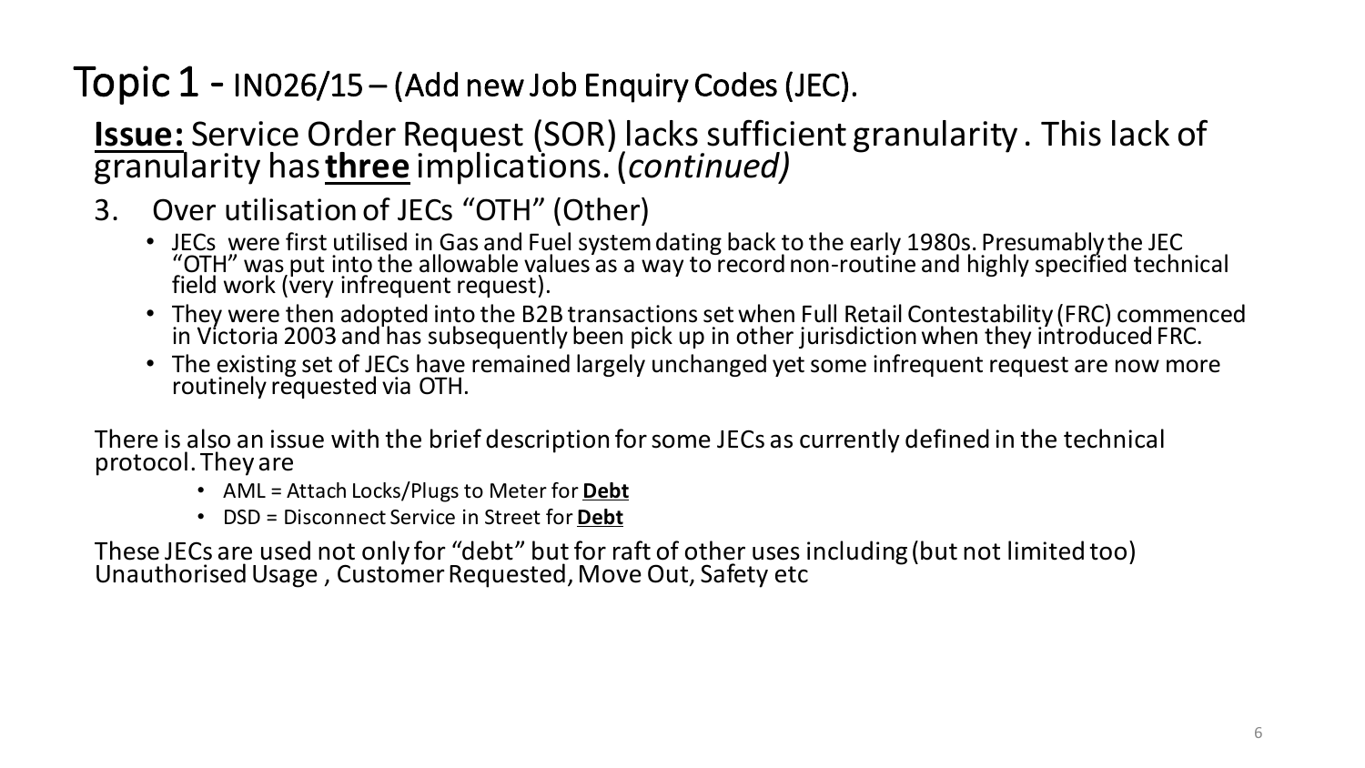# Topic 1 - IN026/15 – (Add new Job Enquiry Codes (JEC).

**Issue:** Service Order Request (SOR) lacks sufficient granularity . This lack of granularity has **three** implications. (*continued)*

3. Over utilisation of JECs "OTH" (Other)
   - JECs were first utilised in Gas and Fuel system dating back to the early 1980s. Presumably the JEC "OTH" was put into the allowable values as a way to record non-routine and highly specified technical field work (very infrequent request).
   - They were then adopted into the B2B transactions set when Full Retail Contestability (FRC) commenced in Victoria 2003 and has subsequently been pick up in other jurisdiction when they introduced FRC.
   - The existing set of JECs have remained largely unchanged yet some infrequent request are now more routinely requested via OTH.

There is also an issue with the brief description for some JECs as currently defined in the technical protocol. They are

- AML = Attach Locks/Plugs to Meter for **Debt**
- DSD = Disconnect Service in Street for **Debt**

These JECs are used not only for "debt" but for raft of other uses including (but not limited too) Unauthorised Usage , Customer Requested, Move Out, Safety etc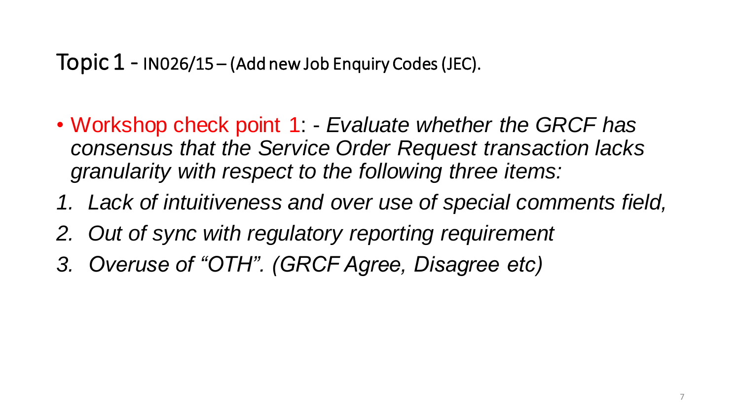# Topic 1 - IN026/15 – (Add new Job Enquiry Codes (JEC).

- Workshop check point 1: - *Evaluate whether the GRCF has consensus that the Service Order Request transaction lacks granularity with respect to the following three items:*

1. *Lack of intuitiveness and over use of special comments field,*
2. *Out of sync with regulatory reporting requirement*
3. *Overuse of "OTH". (GRCF Agree, Disagree etc)*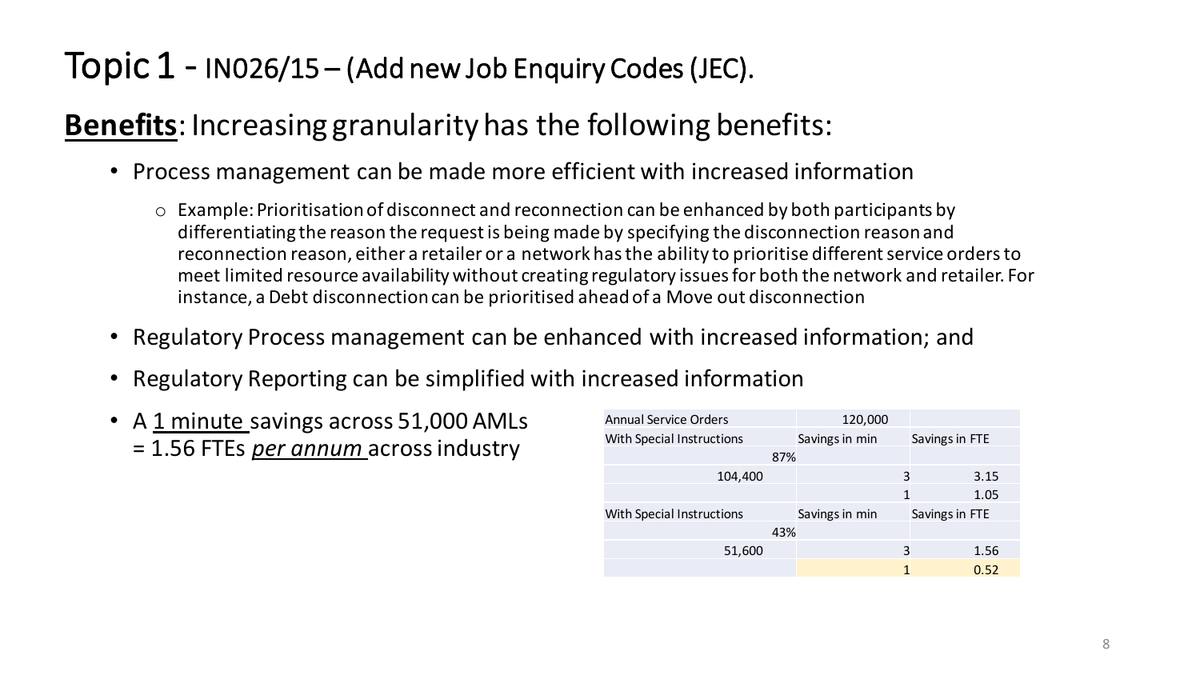# Topic 1 - IN026/15 – (Add new Job Enquiry Codes (JEC).

## **Benefits**: Increasing granularity has the following benefits:

- Process management can be made more efficient with increased information
  - Example: Prioritisation of disconnect and reconnection can be enhanced by both participants by differentiating the reason the request is being made by specifying the disconnection reason and reconnection reason, either a retailer or a network has the ability to prioritise different service orders to meet limited resource availability without creating regulatory issues for both the network and retailer. For instance, a Debt disconnection can be prioritised ahead of a Move out disconnection
- Regulatory Process management can be enhanced with increased information; and
- Regulatory Reporting can be simplified with increased information
- A 1 minute savings across 51,000 AMLs = 1.56 FTEs *per annum* across industry

| Annual Service Orders | 120,000 | |
|---|---|---|
| With Special Instructions | Savings in min | Savings in FTE |
| 87% | | |
| 104,400 | 3 | 3.15 |
| | 1 | 1.05 |
| With Special Instructions | Savings in min | Savings in FTE |
| 43% | | |
| 51,600 | 3 | 1.56 |
| | 1 | 0.52 |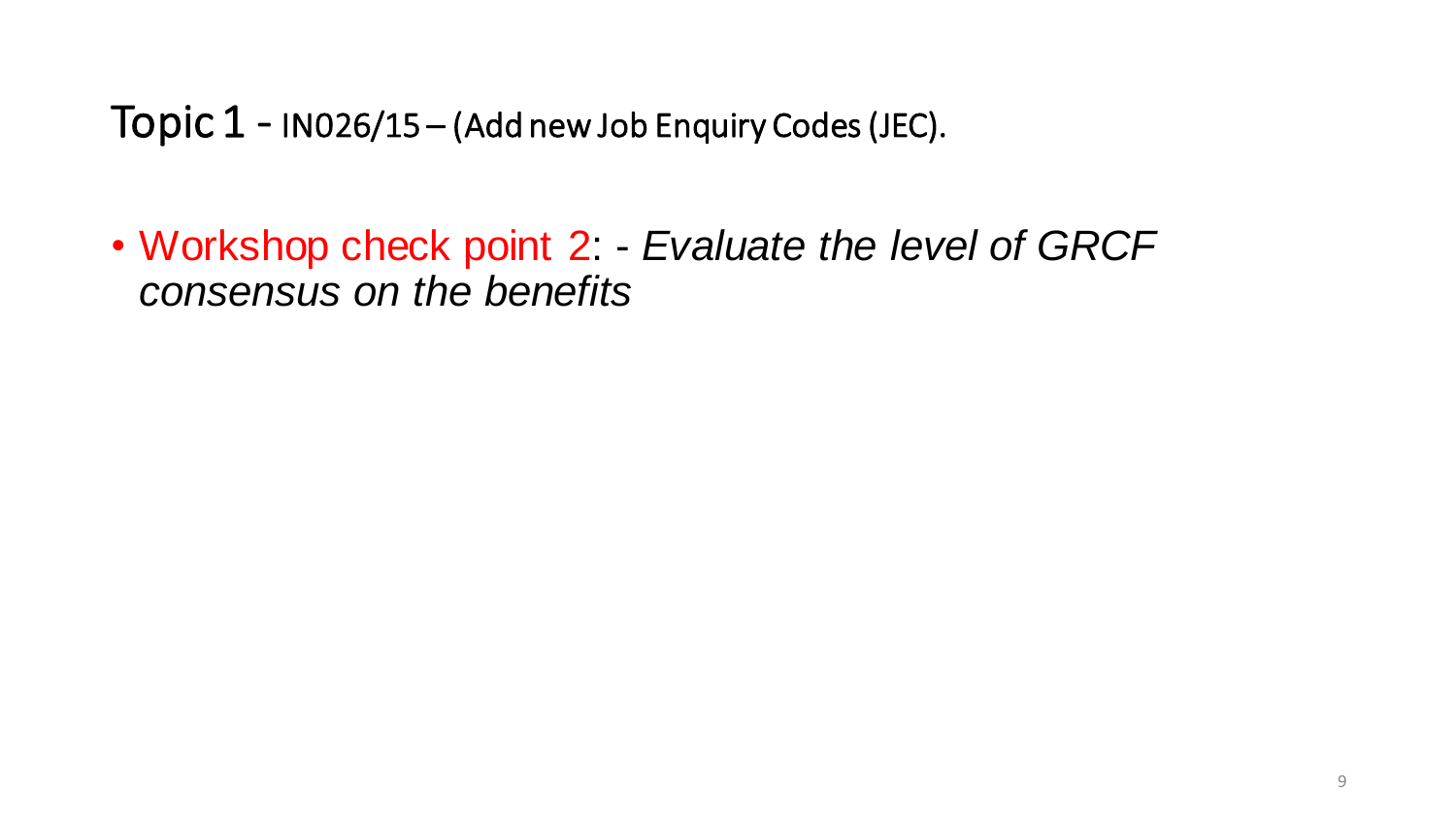# Topic 1 - IN026/15 – (Add new Job Enquiry Codes (JEC).

- Workshop check point 2: - *Evaluate the level of GRCF consensus on the benefits*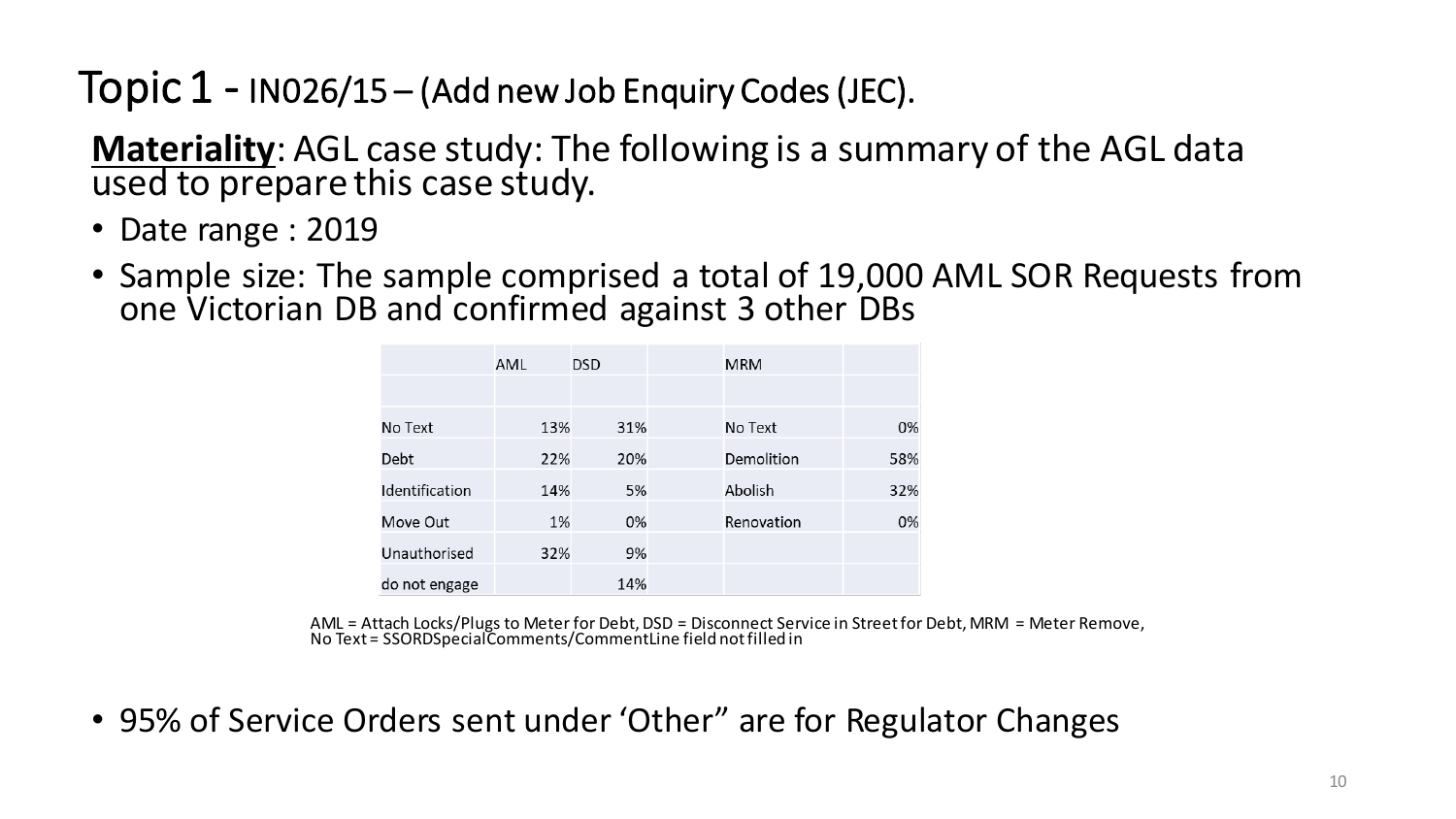# Topic 1 - IN026/15 – (Add new Job Enquiry Codes (JEC).

**Materiality**: AGL case study: The following is a summary of the AGL data used to prepare this case study.

- Date range : 2019
- Sample size: The sample comprised a total of 19,000 AML SOR Requests from one Victorian DB and confirmed against 3 other DBs

| | AML | DSD | | MRM | |
|---|---|---|---|---|---|
| | | | | | |
| No Text | 13% | 31% | | No Text | 0% |
| Debt | 22% | 20% | | Demolition | 58% |
| Identification | 14% | 5% | | Abolish | 32% |
| Move Out | 1% | 0% | | Renovation | 0% |
| Unauthorised | 32% | 9% | | | |
| do not engage | | 14% | | | |

AML = Attach Locks/Plugs to Meter for Debt, DSD = Disconnect Service in Street for Debt, MRM = Meter Remove, No Text = SSORDSpecialComments/CommentLine field not filled in

- 95% of Service Orders sent under 'Other" are for Regulator Changes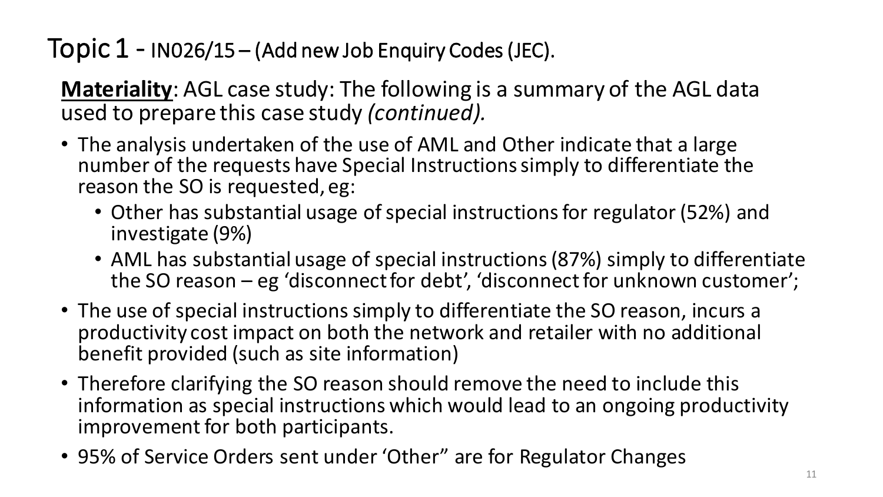# Topic 1 - IN026/15 – (Add new Job Enquiry Codes (JEC).

**Materiality**: AGL case study: The following is a summary of the AGL data used to prepare this case study *(continued).*

- The analysis undertaken of the use of AML and Other indicate that a large number of the requests have Special Instructions simply to differentiate the reason the SO is requested, eg:
  - Other has substantial usage of special instructions for regulator (52%) and investigate (9%)
  - AML has substantial usage of special instructions (87%) simply to differentiate the SO reason – eg 'disconnect for debt', 'disconnect for unknown customer';
- The use of special instructions simply to differentiate the SO reason, incurs a productivity cost impact on both the network and retailer with no additional benefit provided (such as site information)
- Therefore clarifying the SO reason should remove the need to include this information as special instructions which would lead to an ongoing productivity improvement for both participants.
- 95% of Service Orders sent under 'Other" are for Regulator Changes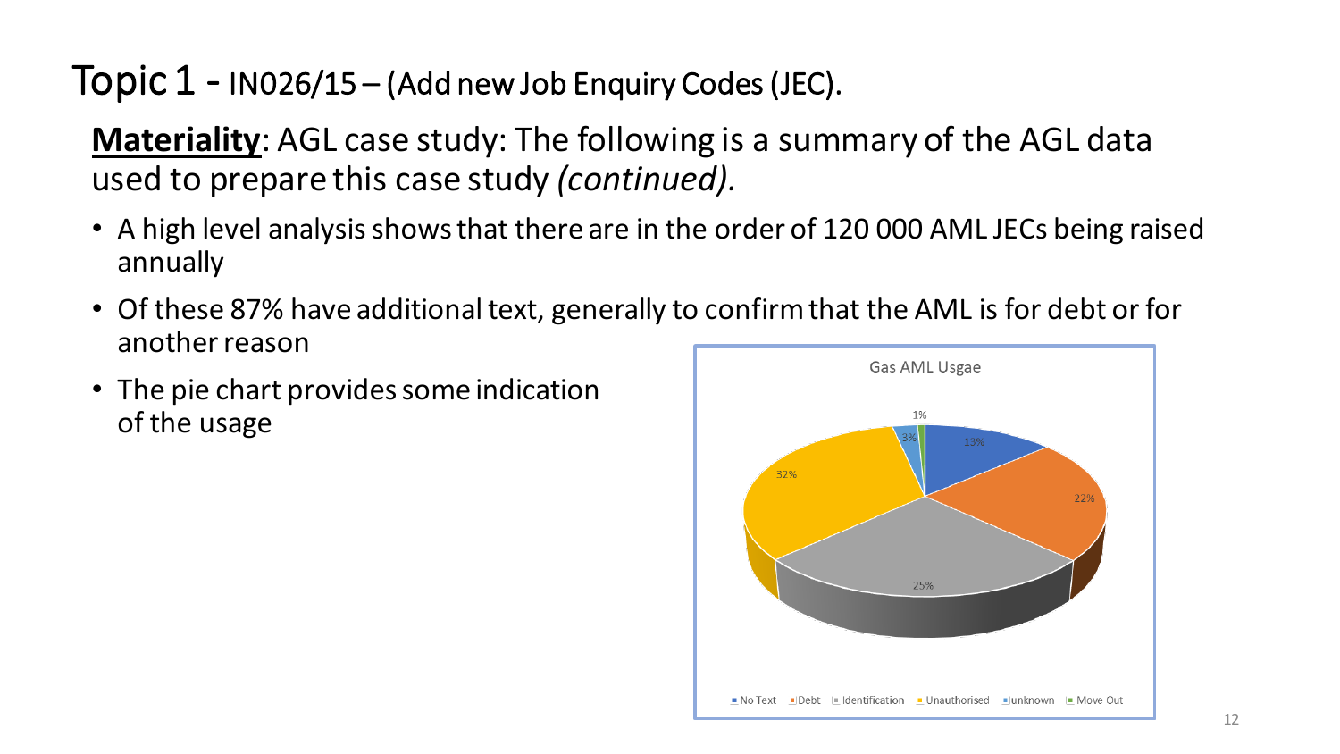# Topic 1 - IN026/15 – (Add new Job Enquiry Codes (JEC).

**Materiality**: AGL case study: The following is a summary of the AGL data used to prepare this case study *(continued).*

- A high level analysis shows that there are in the order of 120 000 AML JECs being raised annually
- Of these 87% have additional text, generally to confirm that the AML is for debt or for another reason
- The pie chart provides some indication of the usage

Gas AML Usgae

| Category | Share |
| --- | --- |
| No Text | 13% |
| Debt | 22% |
| Identification | 25% |
| Unauthorised | 32% |
| unknown | 3% |
| Move Out | 1% |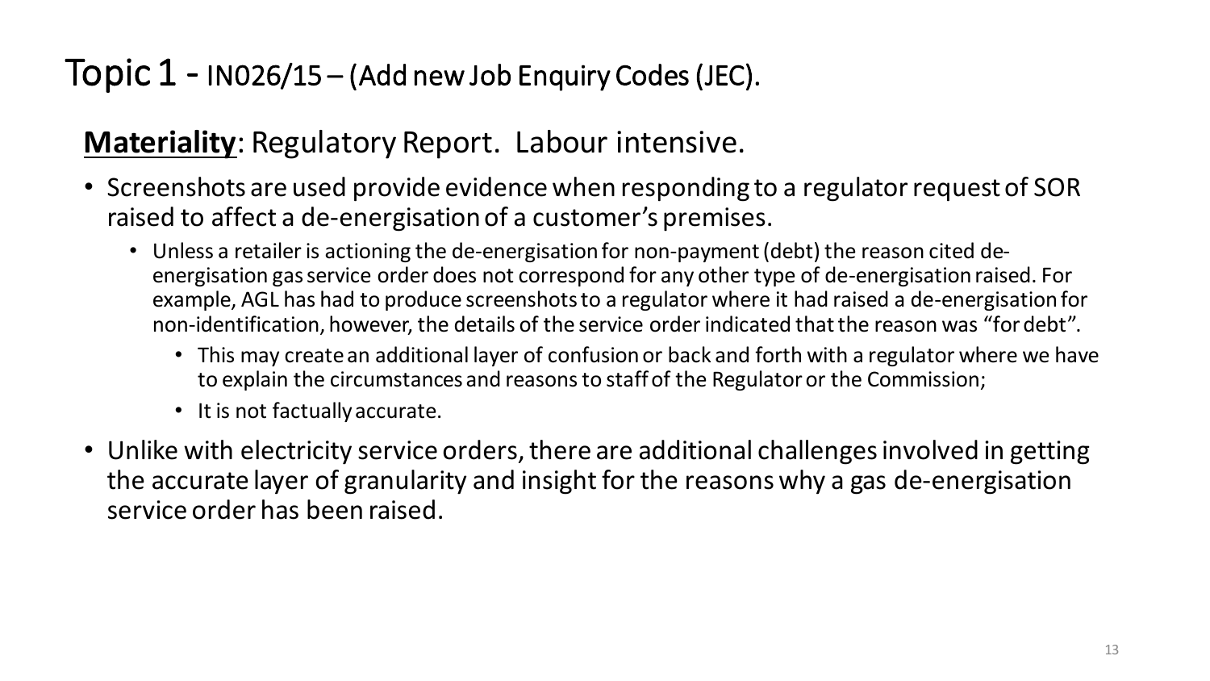# Topic 1 - IN026/15 – (Add new Job Enquiry Codes (JEC).

## **Materiality**: Regulatory Report. Labour intensive.

- Screenshots are used provide evidence when responding to a regulator request of SOR raised to affect a de-energisation of a customer's premises.
  - Unless a retailer is actioning the de-energisation for non-payment (debt) the reason cited de-energisation gas service order does not correspond for any other type of de-energisation raised. For example, AGL has had to produce screenshots to a regulator where it had raised a de-energisation for non-identification, however, the details of the service order indicated that the reason was "for debt".
    - This may create an additional layer of confusion or back and forth with a regulator where we have to explain the circumstances and reasons to staff of the Regulator or the Commission;
    - It is not factually accurate.
- Unlike with electricity service orders, there are additional challenges involved in getting the accurate layer of granularity and insight for the reasons why a gas de-energisation service order has been raised.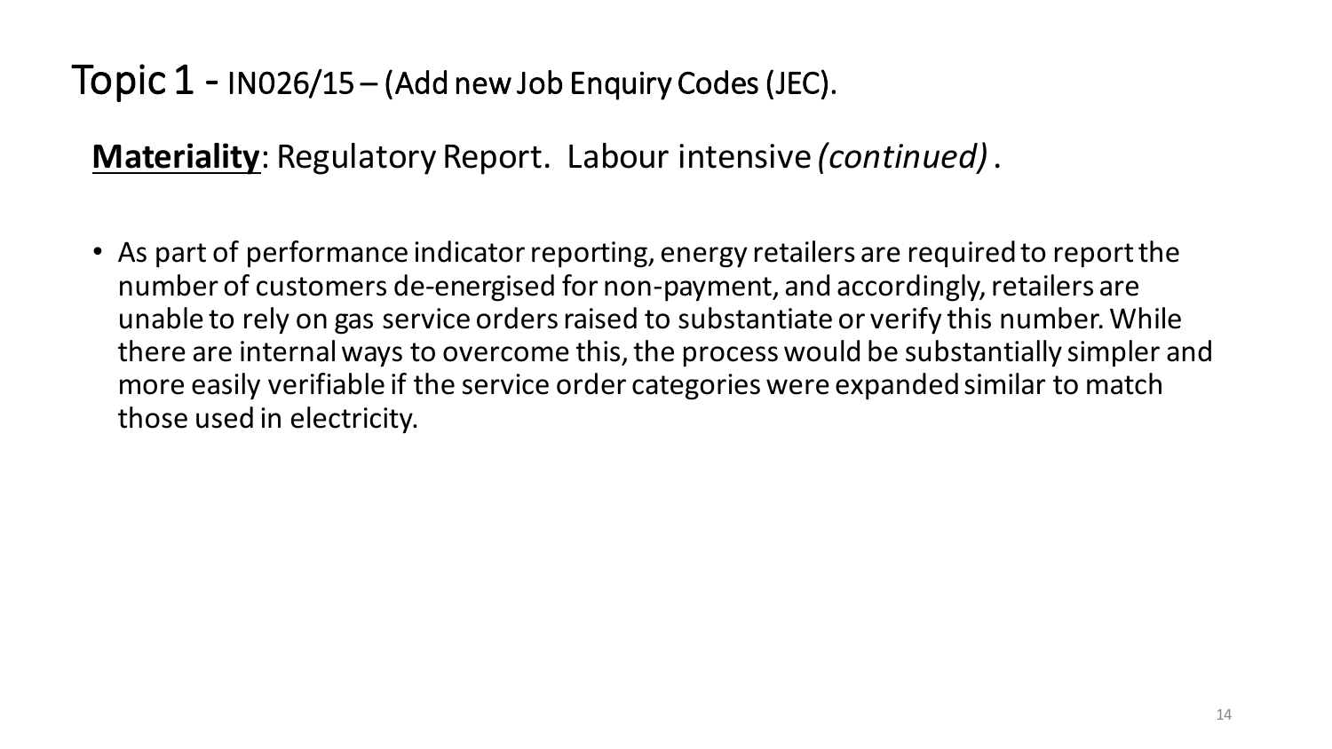# Topic 1 - IN026/15 – (Add new Job Enquiry Codes (JEC).

**Materiality**: Regulatory Report. Labour intensive *(continued)* .

- As part of performance indicator reporting, energy retailers are required to report the number of customers de-energised for non-payment, and accordingly, retailers are unable to rely on gas service orders raised to substantiate or verify this number. While there are internal ways to overcome this, the process would be substantially simpler and more easily verifiable if the service order categories were expanded similar to match those used in electricity.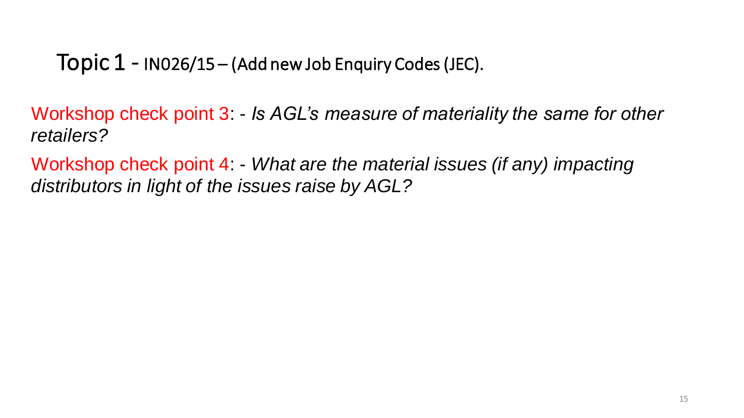# Topic 1 - IN026/15 – (Add new Job Enquiry Codes (JEC).

Workshop check point 3: - *Is AGL's measure of materiality the same for other retailers?*

Workshop check point 4: - *What are the material issues (if any) impacting distributors in light of the issues raise by AGL?*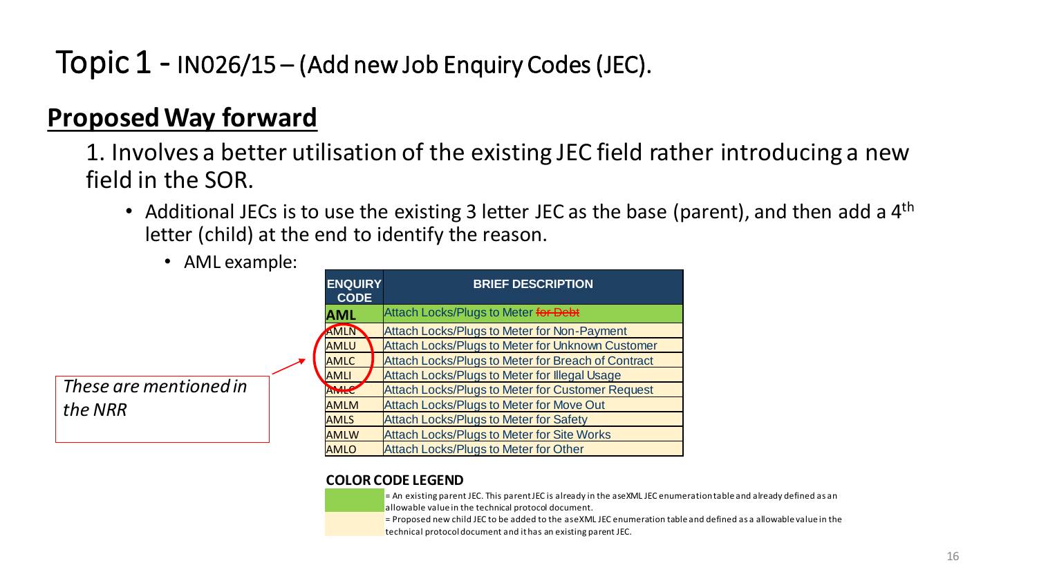# Topic 1 - IN026/15 – (Add new Job Enquiry Codes (JEC).

## Proposed Way forward

1. Involves a better utilisation of the existing JEC field rather introducing a new field in the SOR.

- Additional JECs is to use the existing 3 letter JEC as the base (parent), and then add a 4th letter (child) at the end to identify the reason.
  - AML example:

*These are mentioned in the NRR*

| ENQUIRY CODE | BRIEF DESCRIPTION |
|---|---|
| **AML** | Attach Locks/Plugs to Meter ~~for Debt~~ |
| AMLN | Attach Locks/Plugs to Meter for Non-Payment |
| AMLU | Attach Locks/Plugs to Meter for Unknown Customer |
| AMLC | Attach Locks/Plugs to Meter for Breach of Contract |
| AMLI | Attach Locks/Plugs to Meter for Illegal Usage |
| AMLC | Attach Locks/Plugs to Meter for Customer Request |
| AMLM | Attach Locks/Plugs to Meter for Move Out |
| AMLS | Attach Locks/Plugs to Meter for Safety |
| AMLW | Attach Locks/Plugs to Meter for Site Works |
| AMLO | Attach Locks/Plugs to Meter for Other |

**COLOR CODE LEGEND**

- (Green) = An existing parent JEC. This parent JEC is already in the aseXML JEC enumeration table and already defined as an allowable value in the technical protocol document.
- (Yellow) = Proposed new child JEC to be added to the aseXML JEC enumeration table and defined as a allowable value in the technical protocol document and it has an existing parent JEC.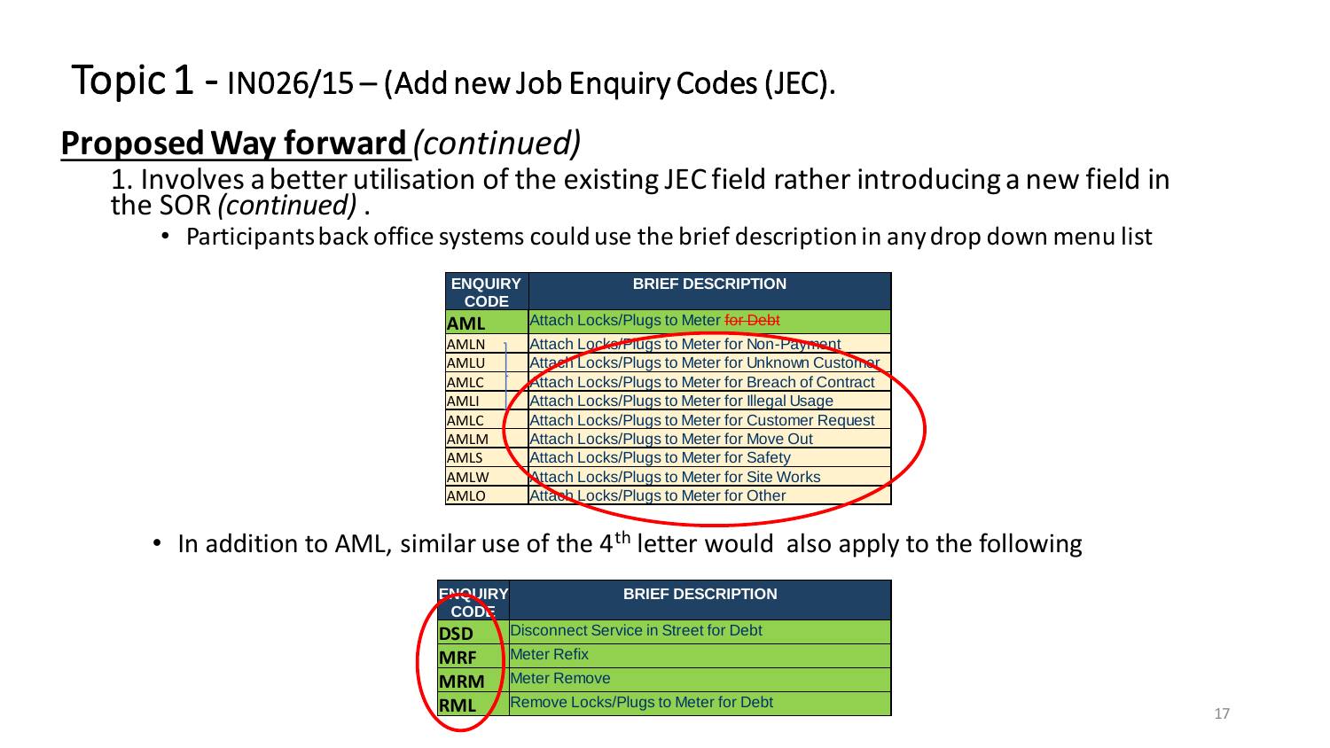# Topic 1 - IN026/15 – (Add new Job Enquiry Codes (JEC).

## **Proposed Way forward** *(continued)*

1. Involves a better utilisation of the existing JEC field rather introducing a new field in the SOR *(continued)* .

- Participants back office systems could use the brief description in any drop down menu list

| ENQUIRY CODE | BRIEF DESCRIPTION |
|---|---|
| **AML** | Attach Locks/Plugs to Meter ~~for Debt~~ |
| AMLN | Attach Locks/Plugs to Meter for Non-Payment |
| AMLU | Attach Locks/Plugs to Meter for Unknown Customer |
| AMLC | Attach Locks/Plugs to Meter for Breach of Contract |
| AMLI | Attach Locks/Plugs to Meter for Illegal Usage |
| AMLC | Attach Locks/Plugs to Meter for Customer Request |
| AMLM | Attach Locks/Plugs to Meter for Move Out |
| AMLS | Attach Locks/Plugs to Meter for Safety |
| AMLW | Attach Locks/Plugs to Meter for Site Works |
| AMLO | Attach Locks/Plugs to Meter for Other |

- In addition to AML, similar use of the 4th letter would also apply to the following

| ENQUIRY CODE | BRIEF DESCRIPTION |
|---|---|
| **DSD** | Disconnect Service in Street for Debt |
| **MRF** | Meter Refix |
| **MRM** | Meter Remove |
| **RML** | Remove Locks/Plugs to Meter for Debt |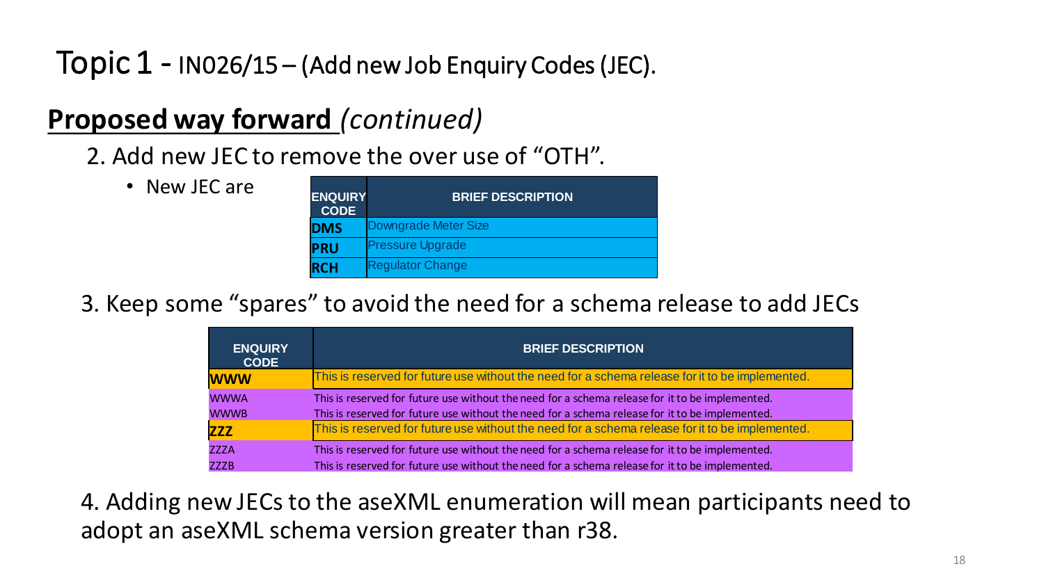# Topic 1 - IN026/15 – (Add new Job Enquiry Codes (JEC).

## Proposed way forward *(continued)*

2. Add new JEC to remove the over use of "OTH".

- New JEC are

| ENQUIRY CODE | BRIEF DESCRIPTION |
|---|---|
| **DMS** | Downgrade Meter Size |
| **PRU** | Pressure Upgrade |
| **RCH** | Regulator Change |

3. Keep some "spares" to avoid the need for a schema release to add JECs

| ENQUIRY CODE | BRIEF DESCRIPTION |
|---|---|
| **WWW** | This is reserved for future use without the need for a schema release for it to be implemented. |
| WWWA | This is reserved for future use without the need for a schema release for it to be implemented. |
| WWWB | This is reserved for future use without the need for a schema release for it to be implemented. |
| **ZZZ** | This is reserved for future use without the need for a schema release for it to be implemented. |
| ZZZA | This is reserved for future use without the need for a schema release for it to be implemented. |
| ZZZB | This is reserved for future use without the need for a schema release for it to be implemented. |

4. Adding new JECs to the aseXML enumeration will mean participants need to adopt an aseXML schema version greater than r38.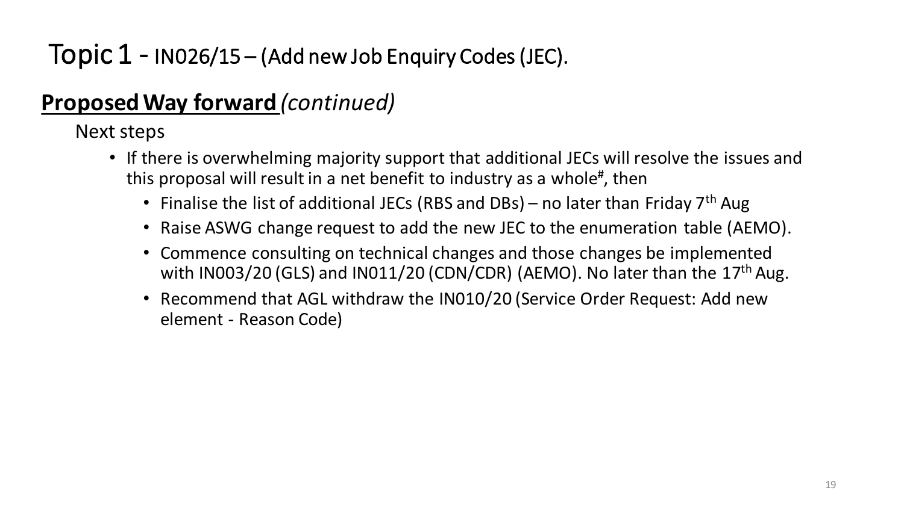# Topic 1 - IN026/15 – (Add new Job Enquiry Codes (JEC).

## **Proposed Way forward** *(continued)*

Next steps

- If there is overwhelming majority support that additional JECs will resolve the issues and this proposal will result in a net benefit to industry as a whole#, then
  - Finalise the list of additional JECs (RBS and DBs) – no later than Friday 7th Aug
  - Raise ASWG change request to add the new JEC to the enumeration table (AEMO).
  - Commence consulting on technical changes and those changes be implemented with IN003/20 (GLS) and IN011/20 (CDN/CDR) (AEMO). No later than the 17th Aug.
  - Recommend that AGL withdraw the IN010/20 (Service Order Request: Add new element - Reason Code)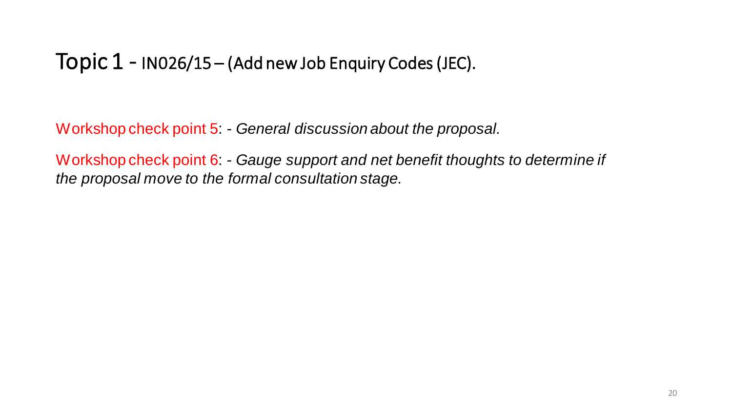# Topic 1 - IN026/15 – (Add new Job Enquiry Codes (JEC).

Workshop check point 5: - *General discussion about the proposal.*

Workshop check point 6: - *Gauge support and net benefit thoughts to determine if the proposal move to the formal consultation stage.*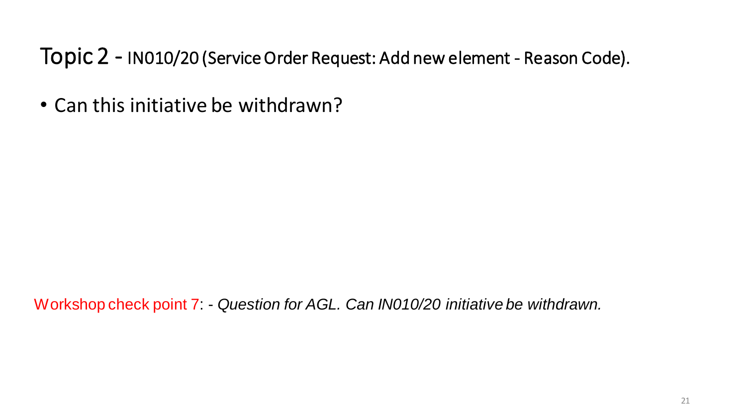# Topic 2 - IN010/20 (Service Order Request: Add new element - Reason Code).

- Can this initiative be withdrawn?

Workshop check point 7: - *Question for AGL. Can IN010/20 initiative be withdrawn.*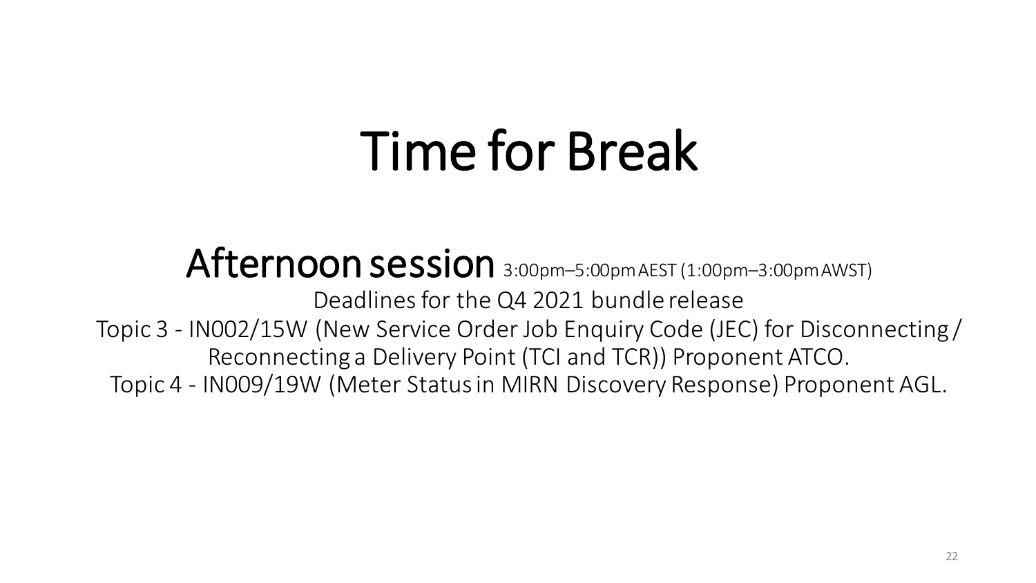# Time for Break

## Afternoon session 3:00pm–5:00pm AEST (1:00pm–3:00pm AWST)

Deadlines for the Q4 2021 bundle release

Topic 3 - IN002/15W (New Service Order Job Enquiry Code (JEC) for Disconnecting / Reconnecting a Delivery Point (TCI and TCR)) Proponent ATCO.

Topic 4 - IN009/19W (Meter Status in MIRN Discovery Response) Proponent AGL.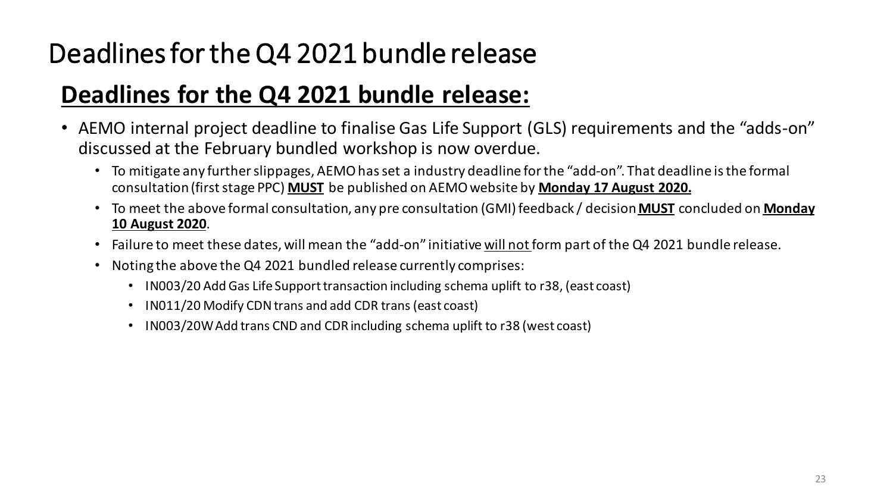# Deadlines for the Q4 2021 bundle release

## Deadlines for the Q4 2021 bundle release:

- AEMO internal project deadline to finalise Gas Life Support (GLS) requirements and the "adds-on" discussed at the February bundled workshop is now overdue.
  - To mitigate any further slippages, AEMO has set a industry deadline for the "add-on". That deadline is the formal consultation (first stage PPC) **MUST** be published on AEMO website by **Monday 17 August 2020.**
  - To meet the above formal consultation, any pre consultation (GMI) feedback / decision **MUST** concluded on **Monday 10 August 2020**.
  - Failure to meet these dates, will mean the "add-on" initiative will not form part of the Q4 2021 bundle release.
  - Noting the above the Q4 2021 bundled release currently comprises:
    - IN003/20 Add Gas Life Support transaction including schema uplift to r38, (east coast)
    - IN011/20 Modify CDN trans and add CDR trans (east coast)
    - IN003/20W Add trans CND and CDR including schema uplift to r38 (west coast)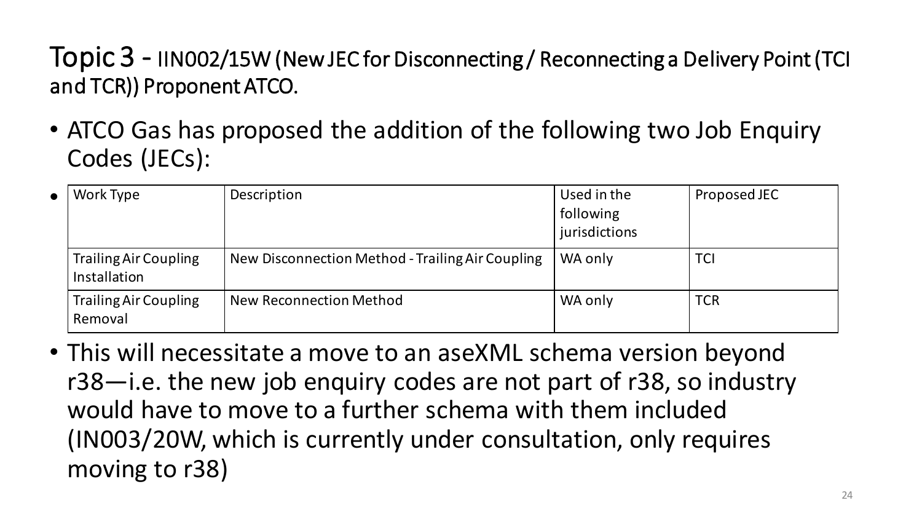# Topic 3 - IIN002/15W (New JEC for Disconnecting / Reconnecting a Delivery Point (TCI and TCR)) Proponent ATCO.

- ATCO Gas has proposed the addition of the following two Job Enquiry Codes (JECs):

| Work Type | Description | Used in the following jurisdictions | Proposed JEC |
|---|---|---|---|
| Trailing Air Coupling Installation | New Disconnection Method - Trailing Air Coupling | WA only | TCI |
| Trailing Air Coupling Removal | New Reconnection Method | WA only | TCR |

- This will necessitate a move to an aseXML schema version beyond r38—i.e. the new job enquiry codes are not part of r38, so industry would have to move to a further schema with them included (IN003/20W, which is currently under consultation, only requires moving to r38)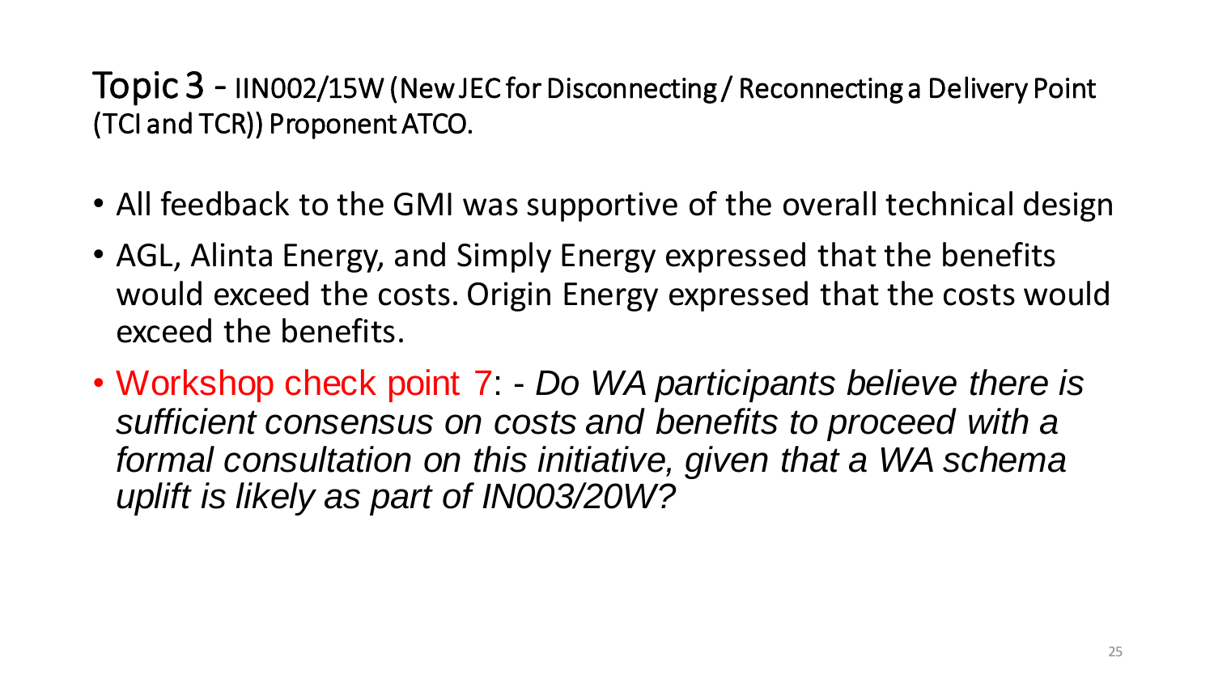# Topic 3 - IIN002/15W (New JEC for Disconnecting / Reconnecting a Delivery Point (TCI and TCR)) Proponent ATCO.

- All feedback to the GMI was supportive of the overall technical design
- AGL, Alinta Energy, and Simply Energy expressed that the benefits would exceed the costs. Origin Energy expressed that the costs would exceed the benefits.
- Workshop check point 7: - *Do WA participants believe there is sufficient consensus on costs and benefits to proceed with a formal consultation on this initiative, given that a WA schema uplift is likely as part of IN003/20W?*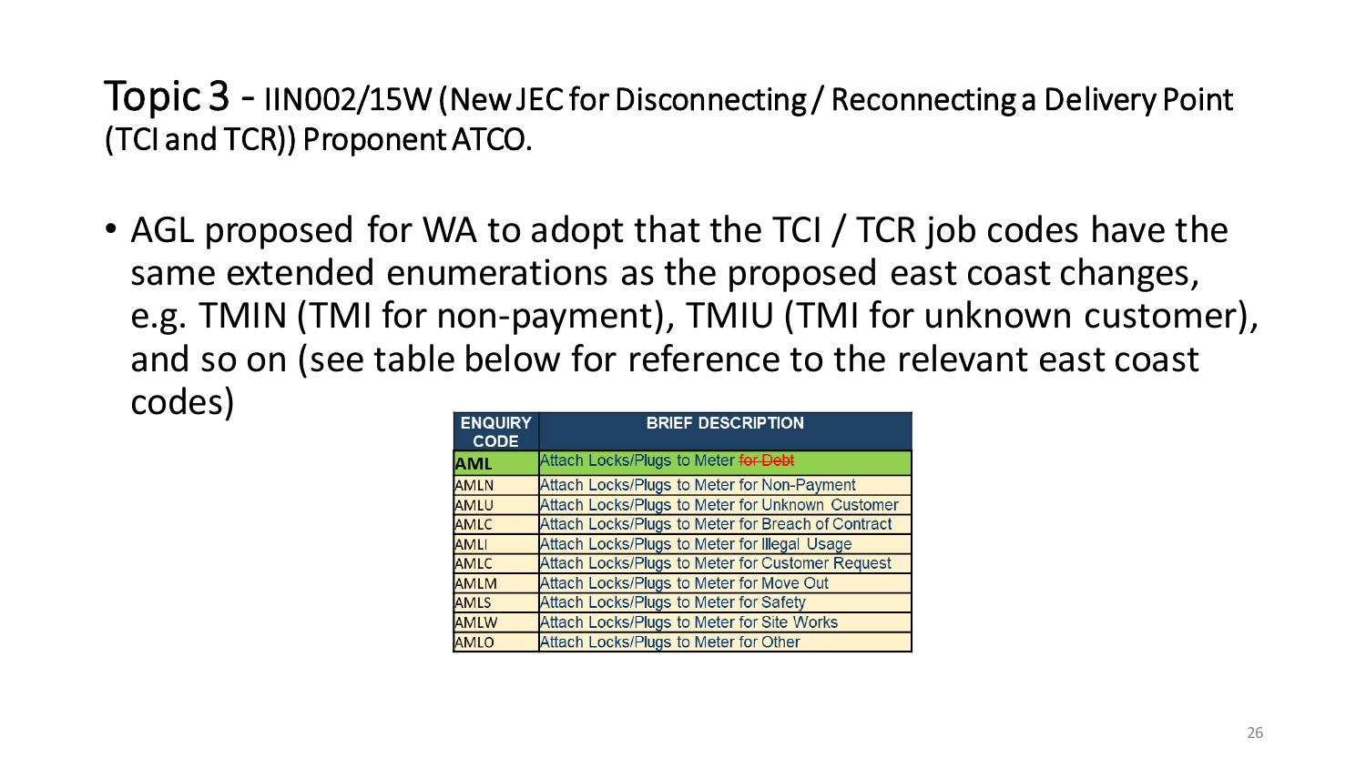## Topic 3 - IIN002/15W (New JEC for Disconnecting / Reconnecting a Delivery Point (TCI and TCR)) Proponent ATCO.

- AGL proposed for WA to adopt that the TCI / TCR job codes have the same extended enumerations as the proposed east coast changes, e.g. TMIN (TMI for non-payment), TMIU (TMI for unknown customer), and so on (see table below for reference to the relevant east coast codes)

| ENQUIRY CODE | BRIEF DESCRIPTION |
|---|---|
| **AML** | Attach Locks/Plugs to Meter ~~for Debt~~ |
| AMLN | Attach Locks/Plugs to Meter for Non-Payment |
| AMLU | Attach Locks/Plugs to Meter for Unknown Customer |
| AMLC | Attach Locks/Plugs to Meter for Breach of Contract |
| AMLI | Attach Locks/Plugs to Meter for Illegal Usage |
| AMLC | Attach Locks/Plugs to Meter for Customer Request |
| AMLM | Attach Locks/Plugs to Meter for Move Out |
| AMLS | Attach Locks/Plugs to Meter for Safety |
| AMLW | Attach Locks/Plugs to Meter for Site Works |
| AMLO | Attach Locks/Plugs to Meter for Other |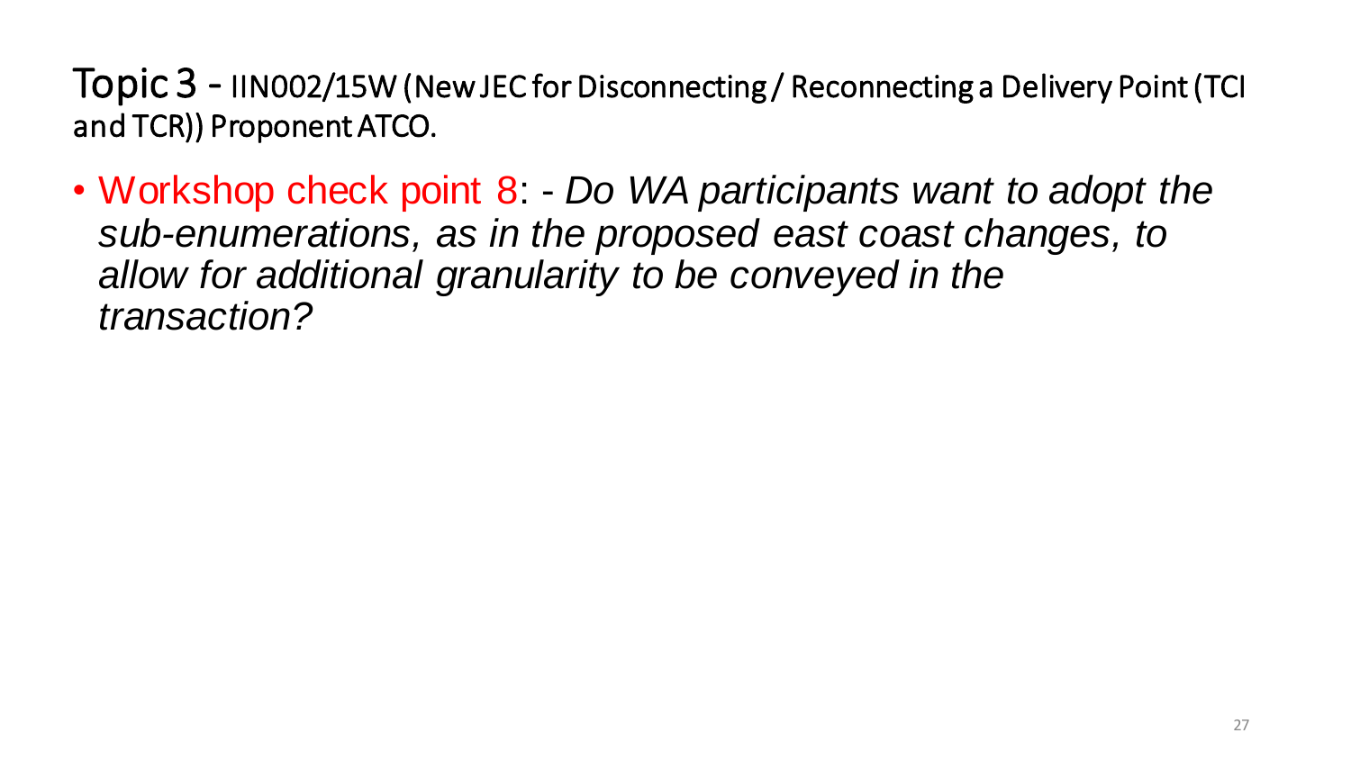## Topic 3 - IIN002/15W (New JEC for Disconnecting / Reconnecting a Delivery Point (TCI and TCR)) Proponent ATCO.

- Workshop check point 8: - *Do WA participants want to adopt the sub-enumerations, as in the proposed east coast changes, to allow for additional granularity to be conveyed in the transaction?*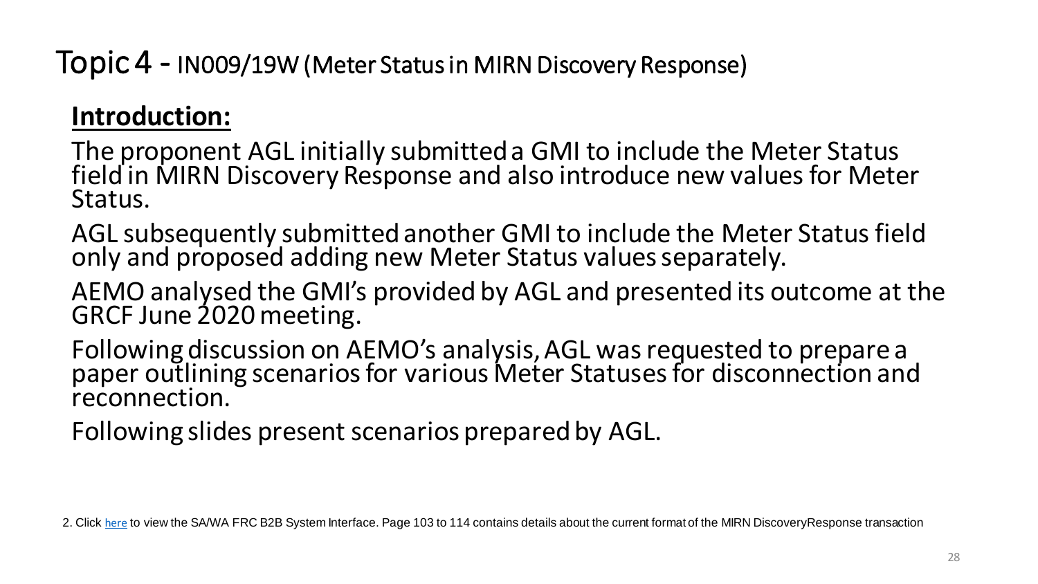# Topic 4 - IN009/19W (Meter Status in MIRN Discovery Response)

## **Introduction:**

The proponent AGL initially submitted a GMI to include the Meter Status field in MIRN Discovery Response and also introduce new values for Meter Status.

AGL subsequently submitted another GMI to include the Meter Status field only and proposed adding new Meter Status values separately.

AEMO analysed the GMI's provided by AGL and presented its outcome at the GRCF June 2020 meeting.

Following discussion on AEMO's analysis, AGL was requested to prepare a paper outlining scenarios for various Meter Statuses for disconnection and reconnection.

Following slides present scenarios prepared by AGL.

2. Click here to view the SA/WA FRC B2B System Interface. Page 103 to 114 contains details about the current format of the MIRN DiscoveryResponse transaction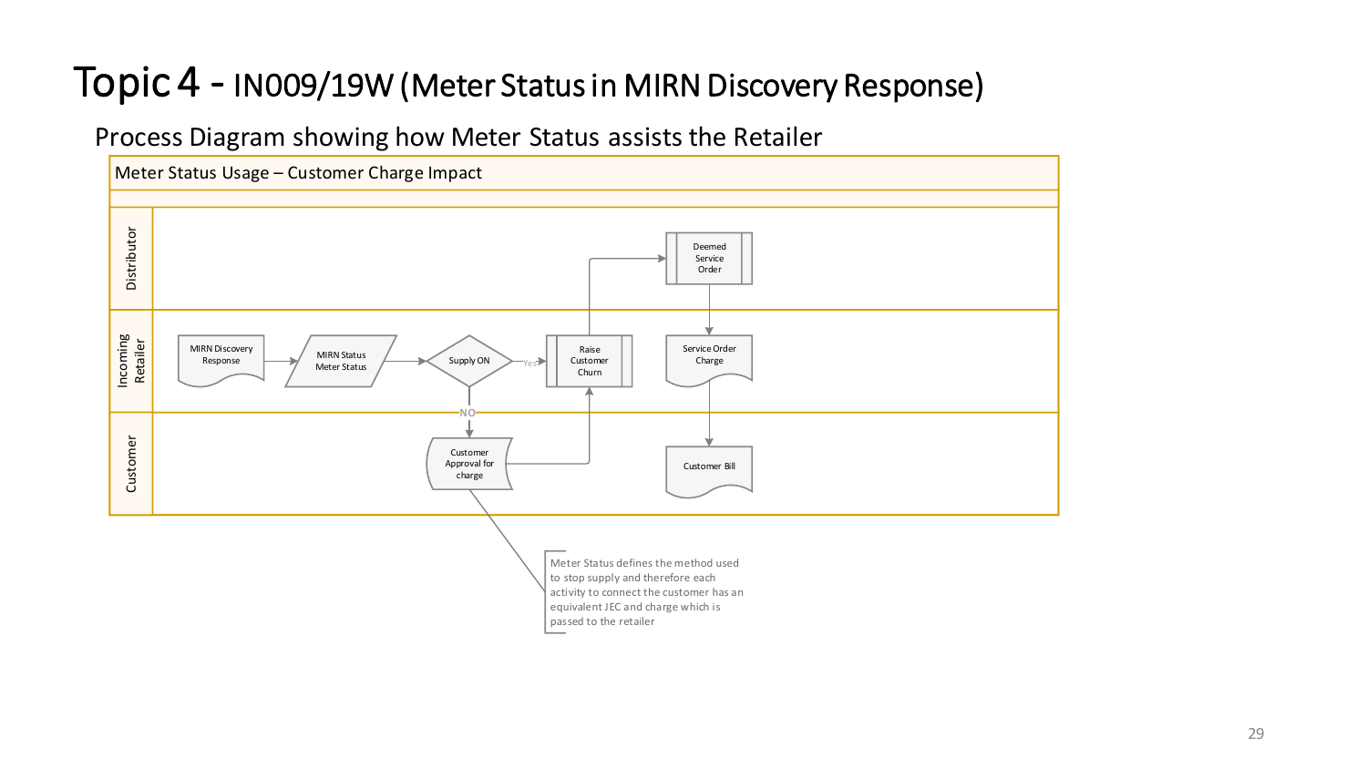# Topic 4 - IN009/19W (Meter Status in MIRN Discovery Response)

## Process Diagram showing how Meter Status assists the Retailer

Meter Status Usage – Customer Charge Impact

Distributor

Incoming Retailer

Customer

MIRN Discovery Response

MIRN Status Meter Status

Supply ON

Yes

NO

Raise Customer Churn

Deemed Service Order

Service Order Charge

Customer Approval for charge

Customer Bill

Meter Status defines the method used to stop supply and therefore each activity to connect the customer has an equivalent JEC and charge which is passed to the retailer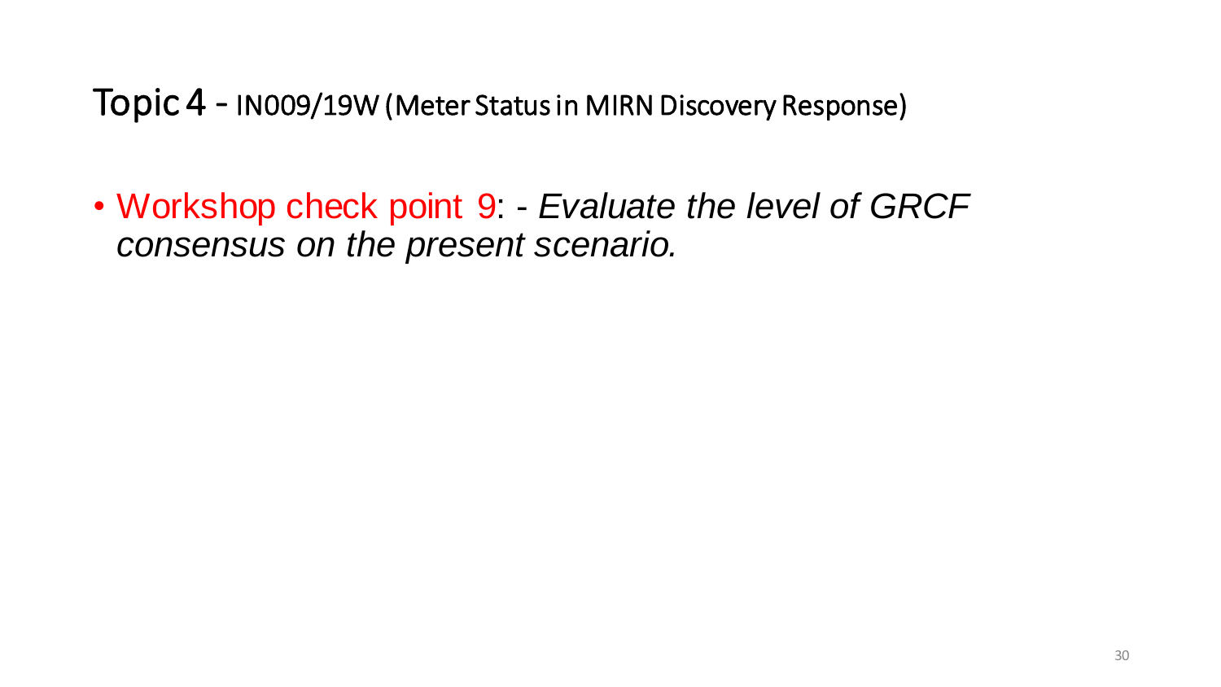# Topic 4 - IN009/19W (Meter Status in MIRN Discovery Response)

- Workshop check point 9: - *Evaluate the level of GRCF consensus on the present scenario.*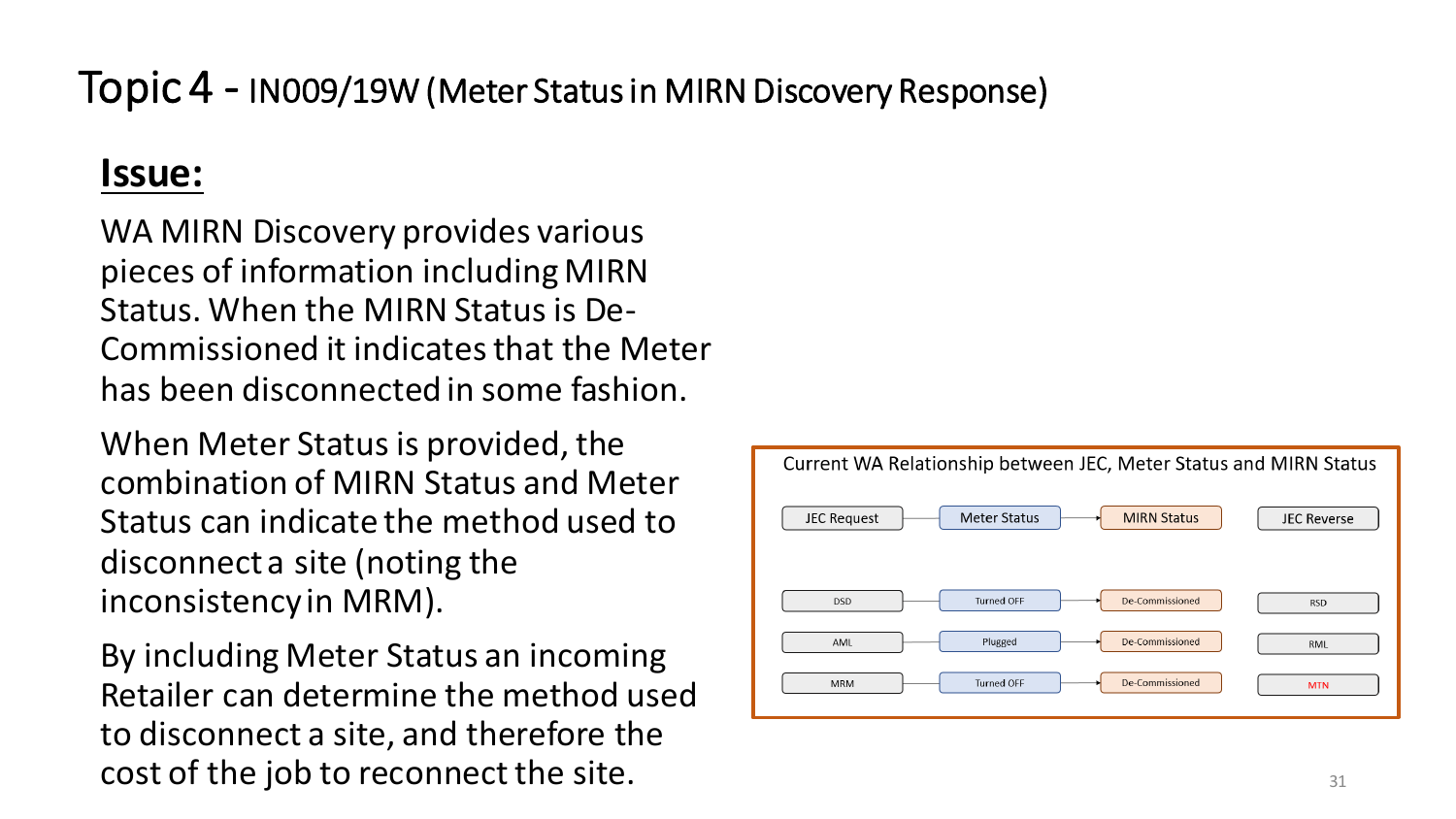# Topic 4 - IN009/19W (Meter Status in MIRN Discovery Response)

## Issue:

WA MIRN Discovery provides various pieces of information including MIRN Status. When the MIRN Status is De-Commissioned it indicates that the Meter has been disconnected in some fashion.

When Meter Status is provided, the combination of MIRN Status and Meter Status can indicate the method used to disconnect a site (noting the inconsistency in MRM).

By including Meter Status an incoming Retailer can determine the method used to disconnect a site, and therefore the cost of the job to reconnect the site.

Current WA Relationship between JEC, Meter Status and MIRN Status

| JEC Request | Meter Status | MIRN Status | JEC Reverse |
|---|---|---|---|
| DSD | Turned OFF | De-Commissioned | RSD |
| AML | Plugged | De-Commissioned | RML |
| MRM | Turned OFF | De-Commissioned | MTN |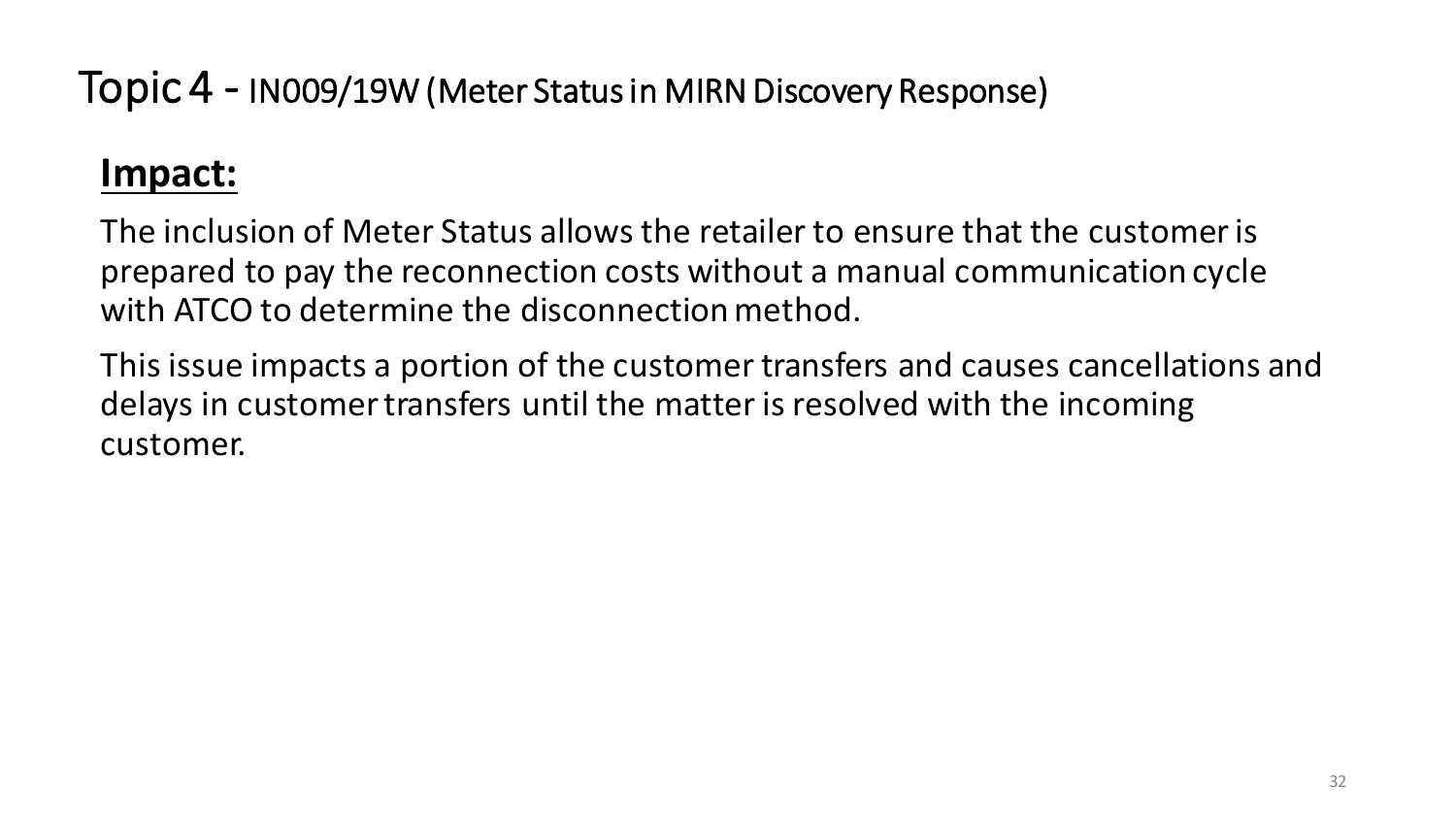# Topic 4 - IN009/19W (Meter Status in MIRN Discovery Response)

## **Impact:**

The inclusion of Meter Status allows the retailer to ensure that the customer is prepared to pay the reconnection costs without a manual communication cycle with ATCO to determine the disconnection method.

This issue impacts a portion of the customer transfers and causes cancellations and delays in customer transfers until the matter is resolved with the incoming customer.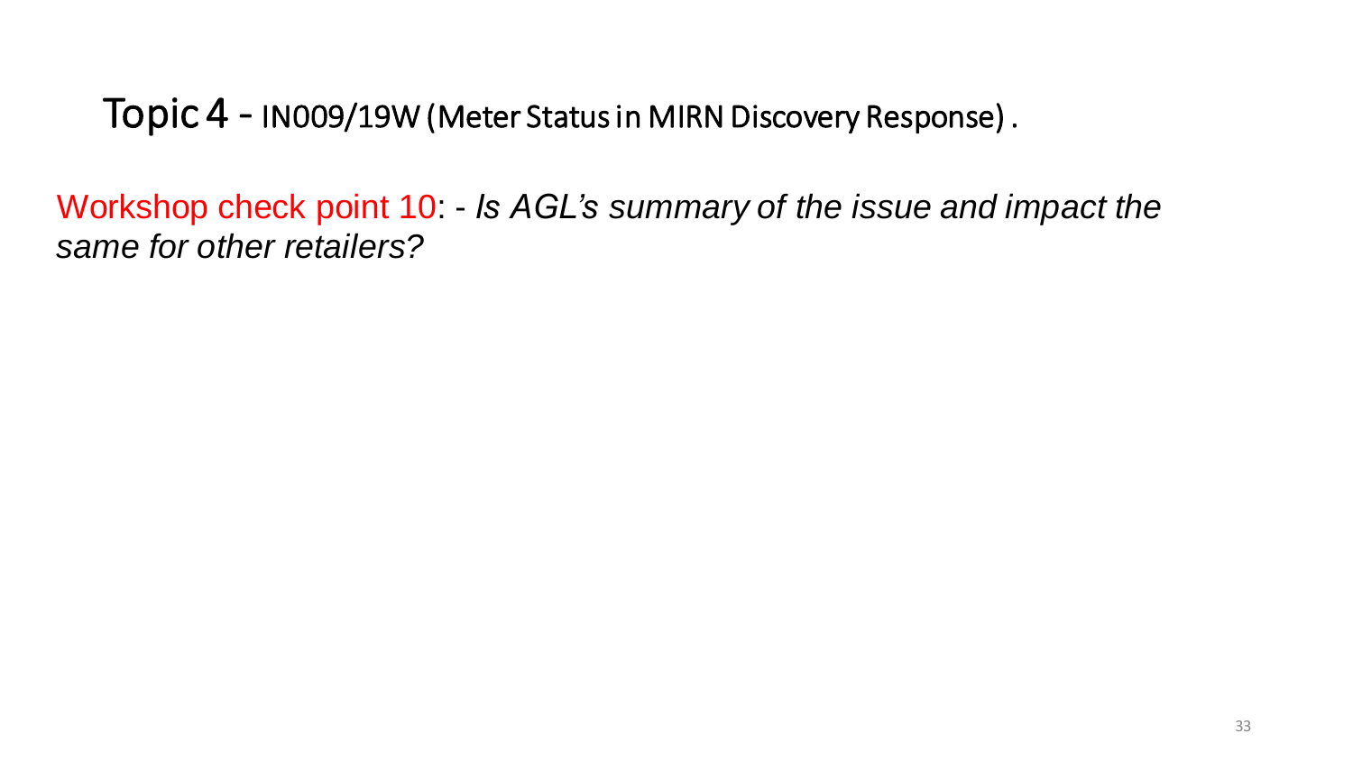# Topic 4 - IN009/19W (Meter Status in MIRN Discovery Response) .

Workshop check point 10: - *Is AGL's summary of the issue and impact the same for other retailers?*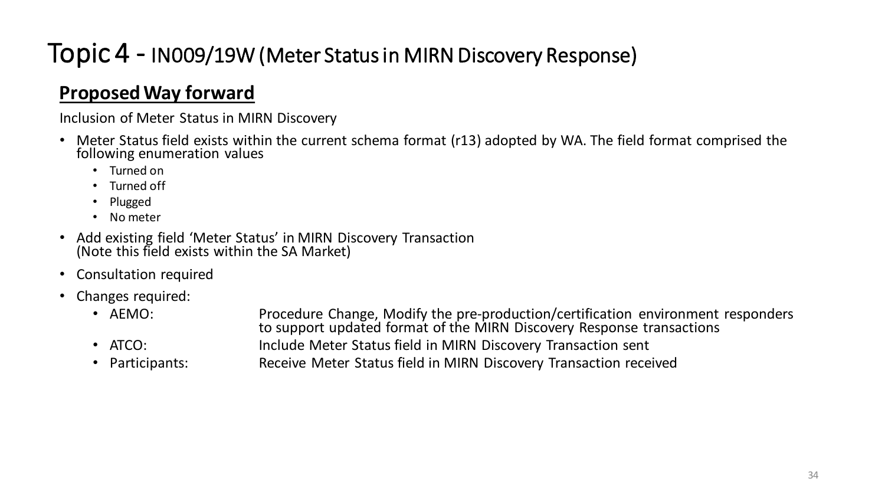# Topic 4 - IN009/19W (Meter Status in MIRN Discovery Response)

## Proposed Way forward

Inclusion of Meter Status in MIRN Discovery

- Meter Status field exists within the current schema format (r13) adopted by WA. The field format comprised the following enumeration values
  - Turned on
  - Turned off
  - Plugged
  - No meter
- Add existing field 'Meter Status' in MIRN Discovery Transaction (Note this field exists within the SA Market)
- Consultation required
- Changes required:
  - AEMO: Procedure Change, Modify the pre-production/certification environment responders to support updated format of the MIRN Discovery Response transactions
  - ATCO: Include Meter Status field in MIRN Discovery Transaction sent
  - Participants: Receive Meter Status field in MIRN Discovery Transaction received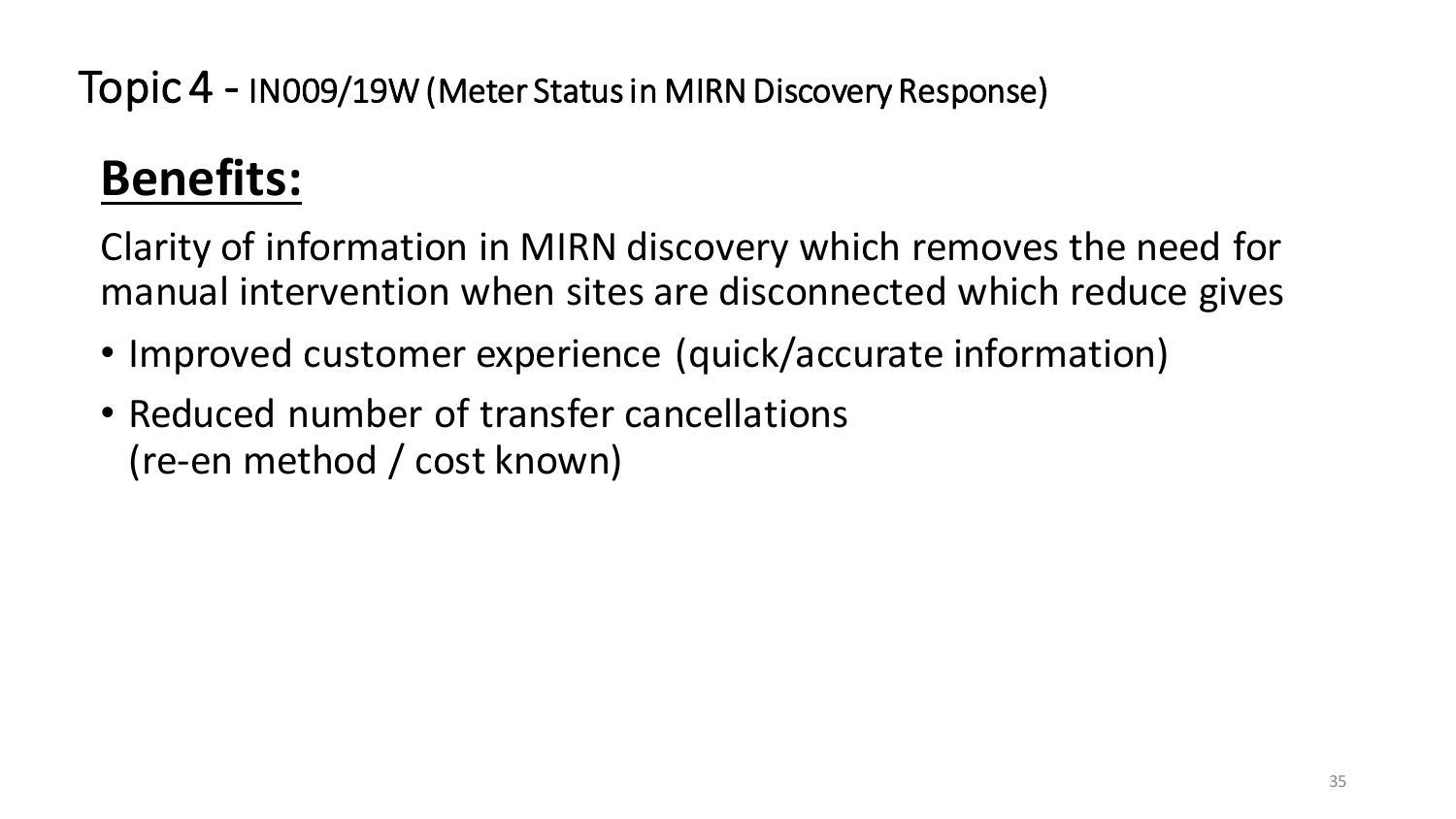# Topic 4 - IN009/19W (Meter Status in MIRN Discovery Response)

## **Benefits:**

Clarity of information in MIRN discovery which removes the need for manual intervention when sites are disconnected which reduce gives

- Improved customer experience (quick/accurate information)
- Reduced number of transfer cancellations (re-en method / cost known)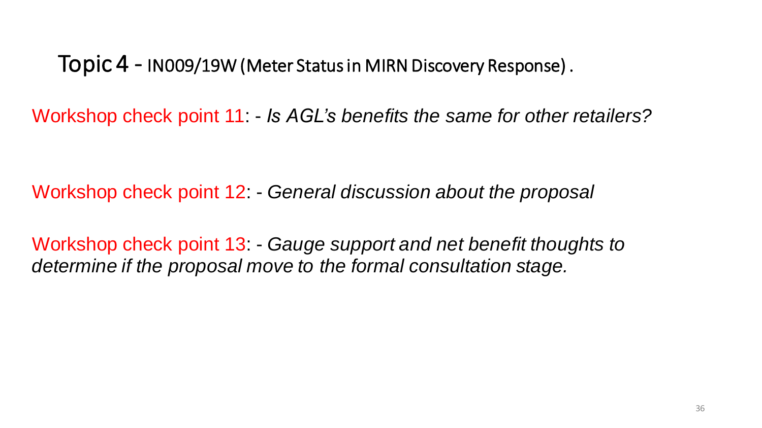# Topic 4 - IN009/19W (Meter Status in MIRN Discovery Response) .

Workshop check point 11: - *Is AGL's benefits the same for other retailers?*

Workshop check point 12: - *General discussion about the proposal*

Workshop check point 13: - *Gauge support and net benefit thoughts to determine if the proposal move to the formal consultation stage.*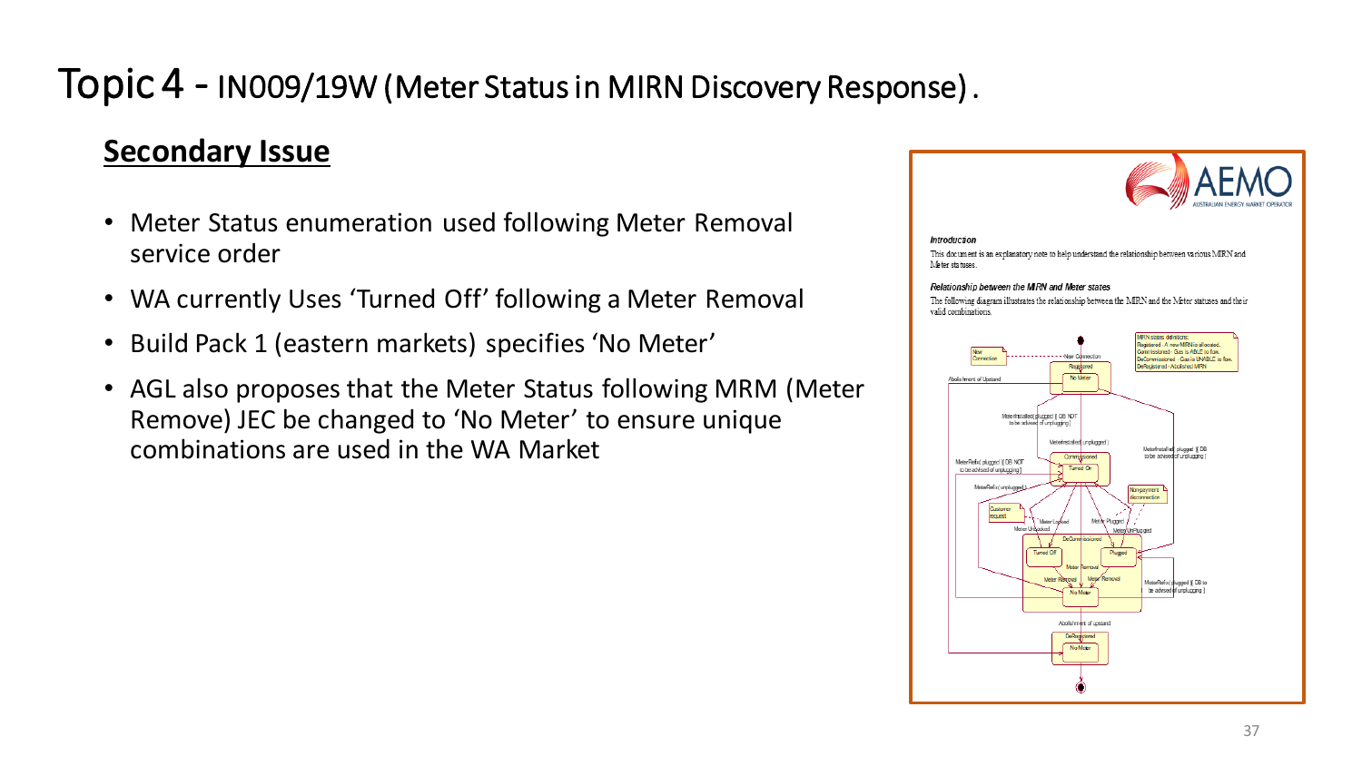# Topic 4 - IN009/19W (Meter Status in MIRN Discovery Response).

## Secondary Issue

- Meter Status enumeration used following Meter Removal service order
- WA currently Uses 'Turned Off' following a Meter Removal
- Build Pack 1 (eastern markets) specifies 'No Meter'
- AGL also proposes that the Meter Status following MRM (Meter Remove) JEC be changed to 'No Meter' to ensure unique combinations are used in the WA Market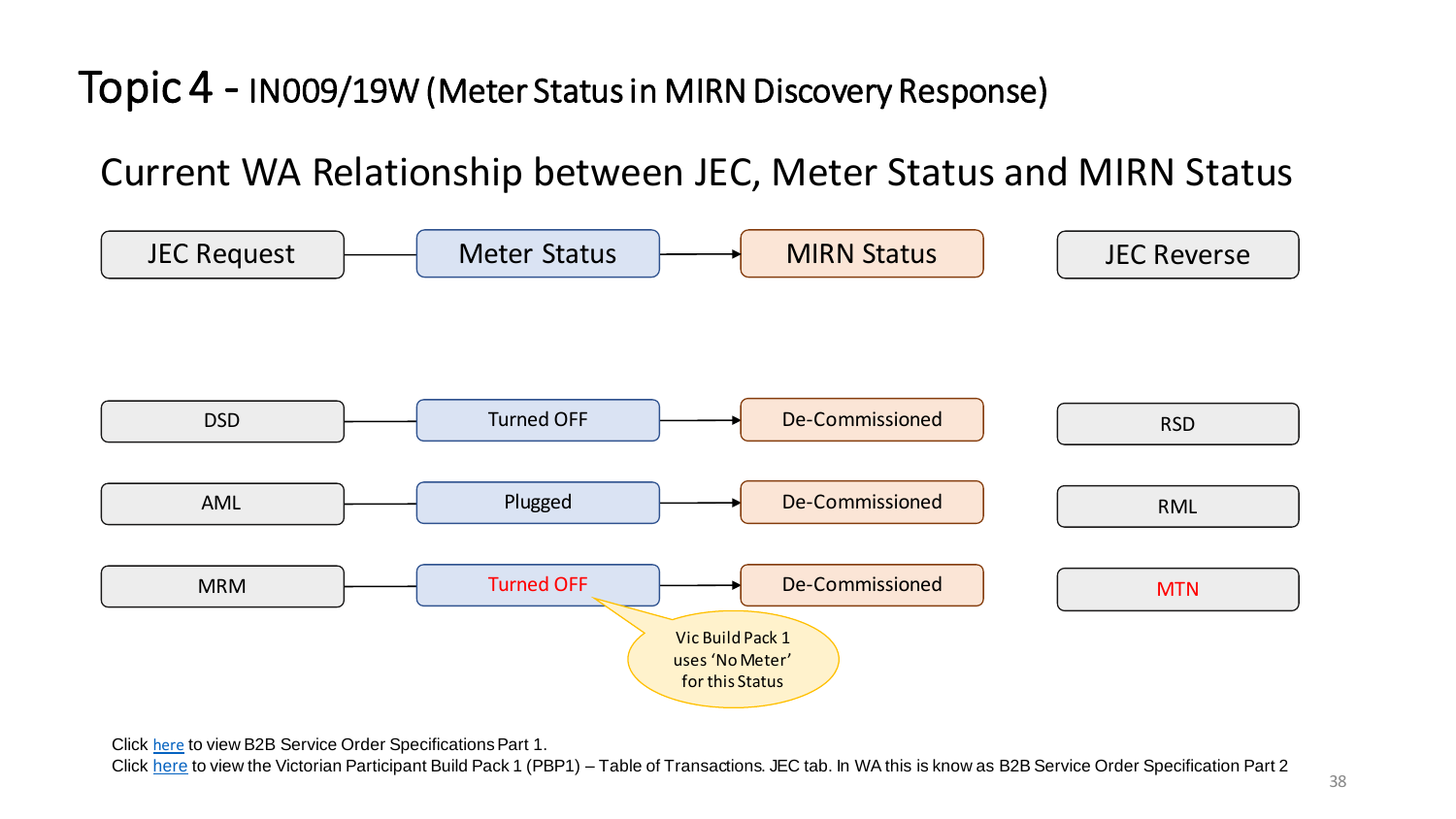# Topic 4 - IN009/19W (Meter Status in MIRN Discovery Response)

## Current WA Relationship between JEC, Meter Status and MIRN Status

| JEC Request | Meter Status | MIRN Status | JEC Reverse |
|---|---|---|---|
| DSD | Turned OFF | De-Commissioned | RSD |
| AML | Plugged | De-Commissioned | RML |
| MRM | Turned OFF | De-Commissioned | MTN |

Vic Build Pack 1 uses 'No Meter' for this Status

Click here to view B2B Service Order Specifications Part 1.

Click here to view the Victorian Participant Build Pack 1 (PBP1) – Table of Transactions. JEC tab. In WA this is know as B2B Service Order Specification Part 2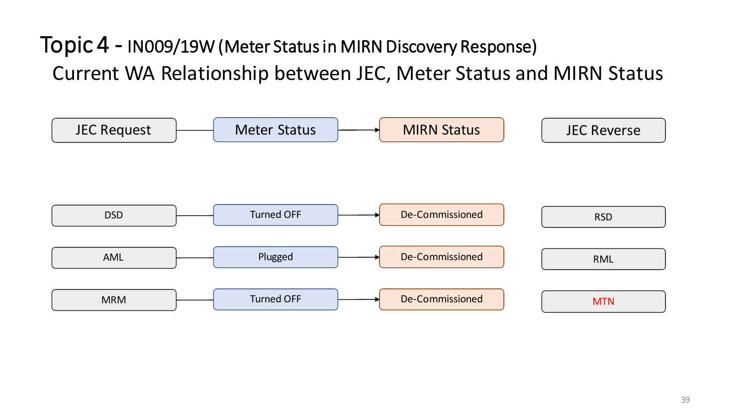# Topic 4 - IN009/19W (Meter Status in MIRN Discovery Response)

## Current WA Relationship between JEC, Meter Status and MIRN Status

| JEC Request | Meter Status | MIRN Status | JEC Reverse |
| --- | --- | --- | --- |
| DSD | Turned OFF | De-Commissioned | RSD |
| AML | Plugged | De-Commissioned | RML |
| MRM | Turned OFF | De-Commissioned | MTN |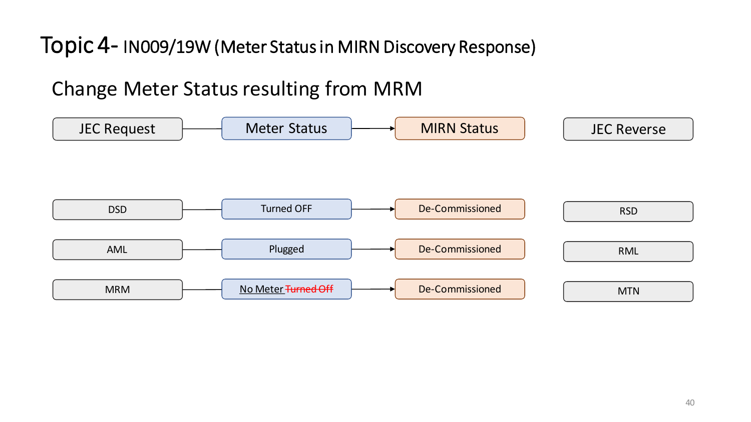# Topic 4- IN009/19W (Meter Status in MIRN Discovery Response)

## Change Meter Status resulting from MRM

| JEC Request | Meter Status | MIRN Status | JEC Reverse |
|---|---|---|---|
| DSD | Turned OFF | De-Commissioned | RSD |
| AML | Plugged | De-Commissioned | RML |
| MRM | <u>No Meter</u> ~~Turned Off~~ | De-Commissioned | MTN |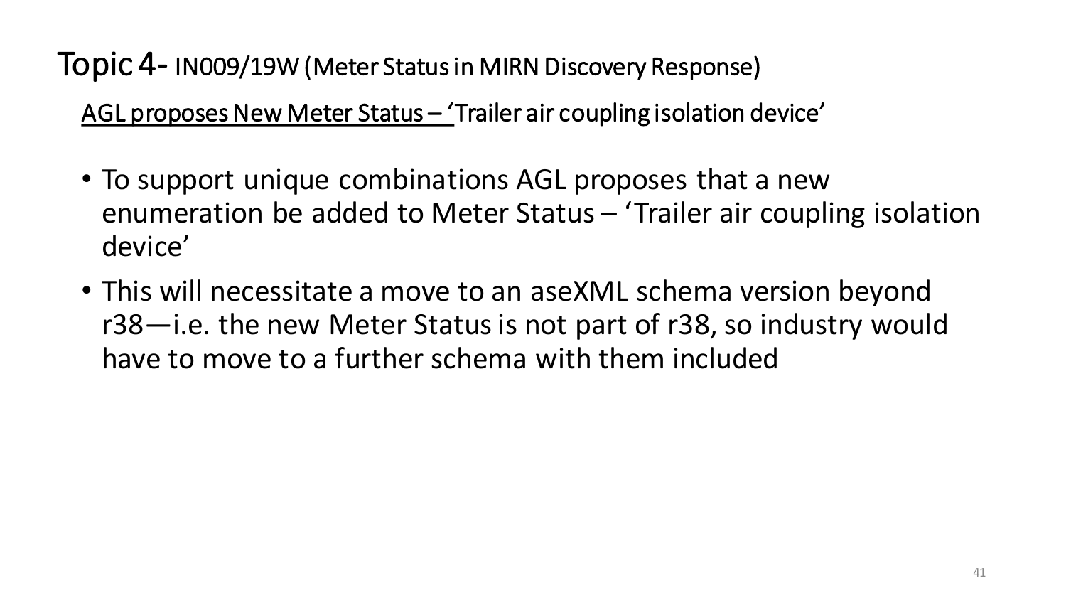# Topic 4- IN009/19W (Meter Status in MIRN Discovery Response)

<u>AGL proposes New Meter Status – </u>‘Trailer air coupling isolation device’

- To support unique combinations AGL proposes that a new enumeration be added to Meter Status – ‘Trailer air coupling isolation device’
- This will necessitate a move to an aseXML schema version beyond r38—i.e. the new Meter Status is not part of r38, so industry would have to move to a further schema with them included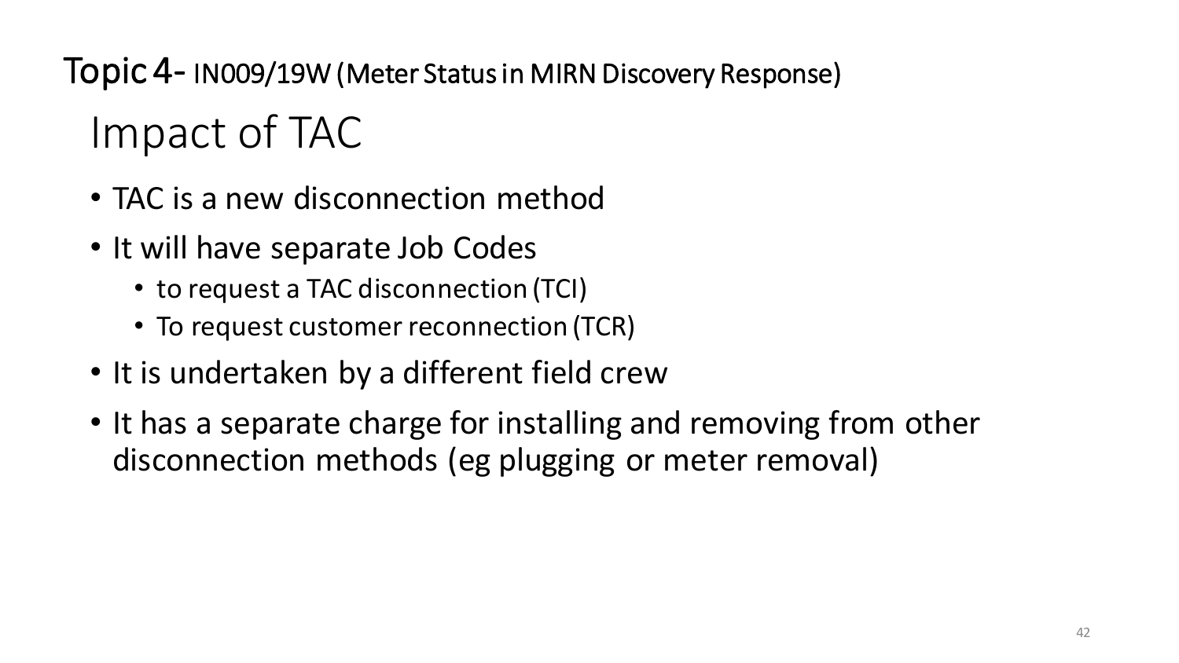## Topic 4- IN009/19W (Meter Status in MIRN Discovery Response)

# Impact of TAC

- TAC is a new disconnection method
- It will have separate Job Codes
  - to request a TAC disconnection (TCI)
  - To request customer reconnection (TCR)
- It is undertaken by a different field crew
- It has a separate charge for installing and removing from other disconnection methods (eg plugging or meter removal)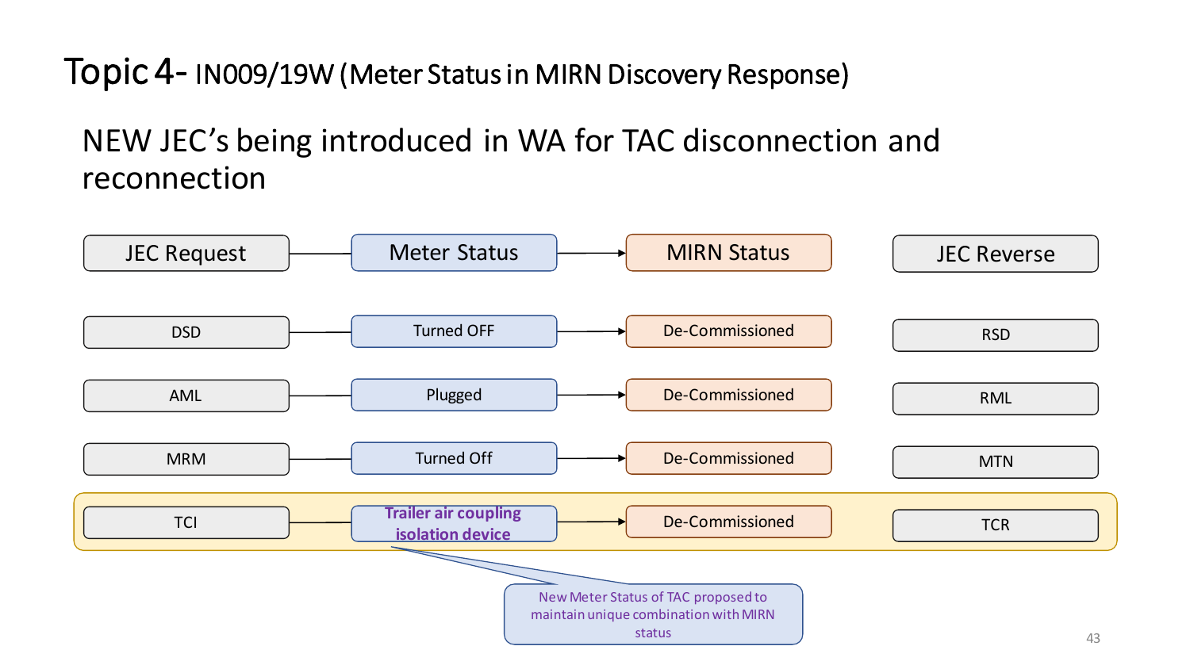# Topic 4- IN009/19W (Meter Status in MIRN Discovery Response)

## NEW JEC's being introduced in WA for TAC disconnection and reconnection

| JEC Request | Meter Status | MIRN Status | JEC Reverse |
|---|---|---|---|
| DSD | Turned OFF | De-Commissioned | RSD |
| AML | Plugged | De-Commissioned | RML |
| MRM | Turned Off | De-Commissioned | MTN |
| TCI | **Trailer air coupling isolation device** | De-Commissioned | TCR |

New Meter Status of TAC proposed to maintain unique combination with MIRN status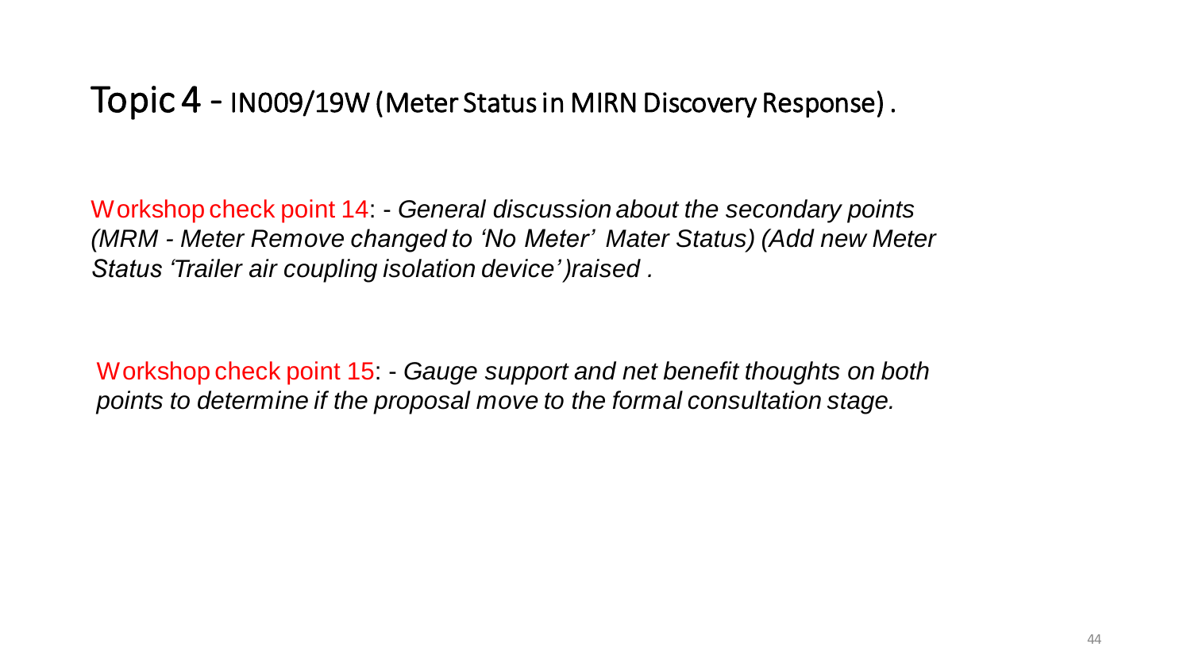# Topic 4 - IN009/19W (Meter Status in MIRN Discovery Response) .

Workshop check point 14: - *General discussion about the secondary points (MRM - Meter Remove changed to 'No Meter' Mater Status) (Add new Meter Status 'Trailer air coupling isolation device' )raised .*

Workshop check point 15: - *Gauge support and net benefit thoughts on both points to determine if the proposal move to the formal consultation stage.*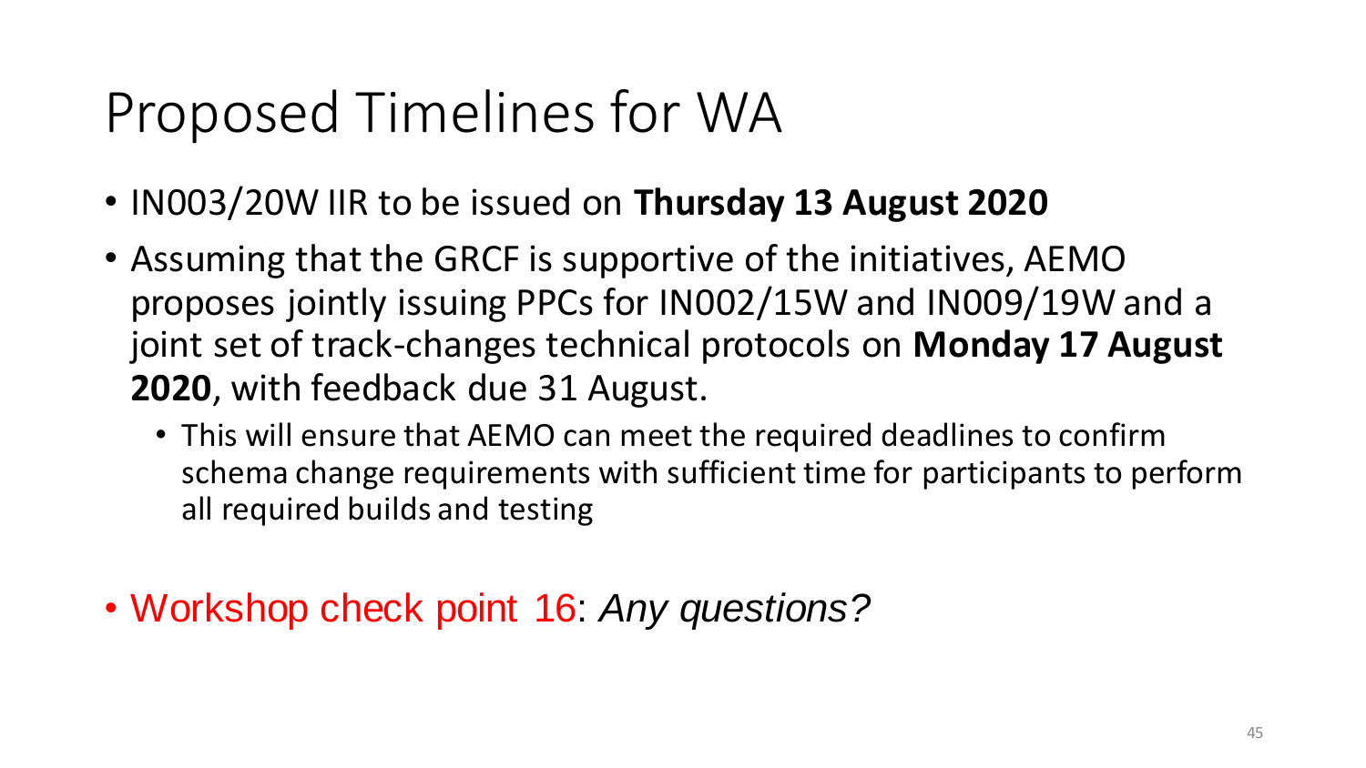# Proposed Timelines for WA

- IN003/20W IIR to be issued on **Thursday 13 August 2020**
- Assuming that the GRCF is supportive of the initiatives, AEMO proposes jointly issuing PPCs for IN002/15W and IN009/19W and a joint set of track-changes technical protocols on **Monday 17 August 2020**, with feedback due 31 August.
  - This will ensure that AEMO can meet the required deadlines to confirm schema change requirements with sufficient time for participants to perform all required builds and testing
- Workshop check point 16: *Any questions?*